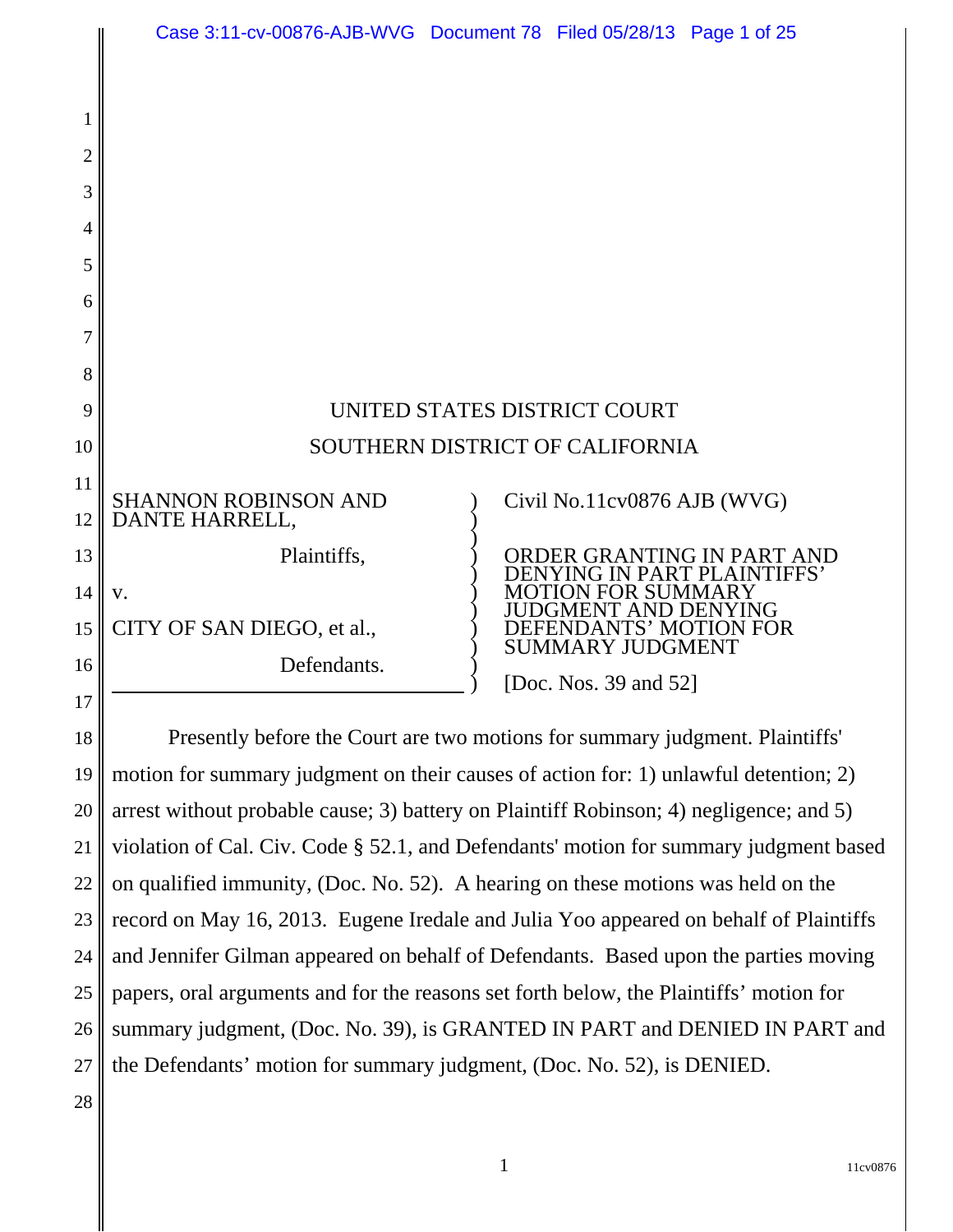UNITED STATES DISTRICT COURT

SOUTHERN DISTRICT OF CALIFORNIA

| | | |
|---|---|---|
| SHANNON ROBINSON AND DANTE HARRELL,<br><br>Plaintiffs,<br><br>v.<br><br>CITY OF SAN DIEGO, et al.,<br><br>Defendants. | ) | Civil No.11cv0876 AJB (WVG)<br><br>ORDER GRANTING IN PART AND DENYING IN PART PLAINTIFFS' MOTION FOR SUMMARY JUDGMENT AND DENYING DEFENDANTS' MOTION FOR SUMMARY JUDGMENT<br><br>[Doc. Nos. 39 and 52] |

Presently before the Court are two motions for summary judgment. Plaintiffs' motion for summary judgment on their causes of action for: 1) unlawful detention; 2) arrest without probable cause; 3) battery on Plaintiff Robinson; 4) negligence; and 5) violation of Cal. Civ. Code § 52.1, and Defendants' motion for summary judgment based on qualified immunity, (Doc. No. 52). A hearing on these motions was held on the record on May 16, 2013. Eugene Iredale and Julia Yoo appeared on behalf of Plaintiffs and Jennifer Gilman appeared on behalf of Defendants. Based upon the parties moving papers, oral arguments and for the reasons set forth below, the Plaintiffs' motion for summary judgment, (Doc. No. 39), is GRANTED IN PART and DENIED IN PART and the Defendants' motion for summary judgment, (Doc. No. 52), is DENIED.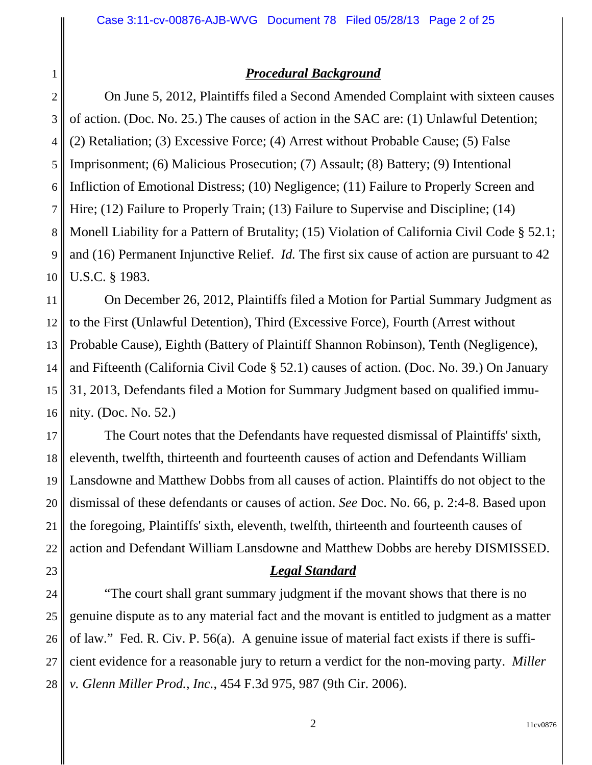## ***Procedural Background***

On June 5, 2012, Plaintiffs filed a Second Amended Complaint with sixteen causes of action. (Doc. No. 25.) The causes of action in the SAC are: (1) Unlawful Detention; (2) Retaliation; (3) Excessive Force; (4) Arrest without Probable Cause; (5) False Imprisonment; (6) Malicious Prosecution; (7) Assault; (8) Battery; (9) Intentional Infliction of Emotional Distress; (10) Negligence; (11) Failure to Properly Screen and Hire; (12) Failure to Properly Train; (13) Failure to Supervise and Discipline; (14) Monell Liability for a Pattern of Brutality; (15) Violation of California Civil Code § 52.1; and (16) Permanent Injunctive Relief. *Id.* The first six cause of action are pursuant to 42 U.S.C. § 1983.

On December 26, 2012, Plaintiffs filed a Motion for Partial Summary Judgment as to the First (Unlawful Detention), Third (Excessive Force), Fourth (Arrest without Probable Cause), Eighth (Battery of Plaintiff Shannon Robinson), Tenth (Negligence), and Fifteenth (California Civil Code § 52.1) causes of action. (Doc. No. 39.) On January 31, 2013, Defendants filed a Motion for Summary Judgment based on qualified immunity. (Doc. No. 52.)

The Court notes that the Defendants have requested dismissal of Plaintiffs' sixth, eleventh, twelfth, thirteenth and fourteenth causes of action and Defendants William Lansdowne and Matthew Dobbs from all causes of action. Plaintiffs do not object to the dismissal of these defendants or causes of action. *See* Doc. No. 66, p. 2:4-8. Based upon the foregoing, Plaintiffs' sixth, eleventh, twelfth, thirteenth and fourteenth causes of action and Defendant William Lansdowne and Matthew Dobbs are hereby DISMISSED.

## ***Legal Standard***

"The court shall grant summary judgment if the movant shows that there is no genuine dispute as to any material fact and the movant is entitled to judgment as a matter of law." Fed. R. Civ. P. 56(a). A genuine issue of material fact exists if there is sufficient evidence for a reasonable jury to return a verdict for the non-moving party. *Miller v. Glenn Miller Prod., Inc.*, 454 F.3d 975, 987 (9th Cir. 2006).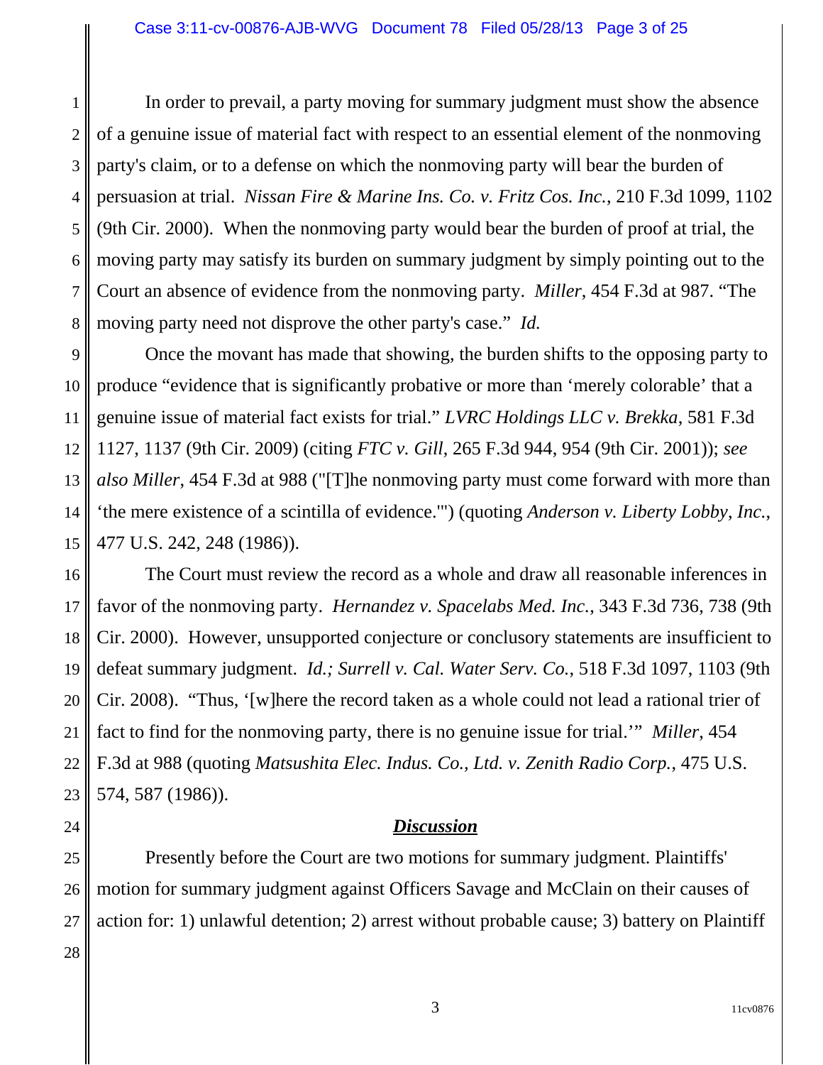In order to prevail, a party moving for summary judgment must show the absence of a genuine issue of material fact with respect to an essential element of the nonmoving party's claim, or to a defense on which the nonmoving party will bear the burden of persuasion at trial. *Nissan Fire & Marine Ins. Co. v. Fritz Cos. Inc.*, 210 F.3d 1099, 1102 (9th Cir. 2000). When the nonmoving party would bear the burden of proof at trial, the moving party may satisfy its burden on summary judgment by simply pointing out to the Court an absence of evidence from the nonmoving party. *Miller*, 454 F.3d at 987. "The moving party need not disprove the other party's case." *Id.*

Once the movant has made that showing, the burden shifts to the opposing party to produce "evidence that is significantly probative or more than 'merely colorable' that a genuine issue of material fact exists for trial." *LVRC Holdings LLC v. Brekka*, 581 F.3d 1127, 1137 (9th Cir. 2009) (citing *FTC v. Gill*, 265 F.3d 944, 954 (9th Cir. 2001)); *see also Miller*, 454 F.3d at 988 ("[T]he nonmoving party must come forward with more than 'the mere existence of a scintilla of evidence.'") (quoting *Anderson v. Liberty Lobby, Inc.*, 477 U.S. 242, 248 (1986)).

The Court must review the record as a whole and draw all reasonable inferences in favor of the nonmoving party. *Hernandez v. Spacelabs Med. Inc.*, 343 F.3d 736, 738 (9th Cir. 2000). However, unsupported conjecture or conclusory statements are insufficient to defeat summary judgment. *Id.; Surrell v. Cal. Water Serv. Co.*, 518 F.3d 1097, 1103 (9th Cir. 2008). "Thus, '[w]here the record taken as a whole could not lead a rational trier of fact to find for the nonmoving party, there is no genuine issue for trial.'" *Miller*, 454 F.3d at 988 (quoting *Matsushita Elec. Indus. Co., Ltd. v. Zenith Radio Corp.*, 475 U.S. 574, 587 (1986)).

## ***Discussion***

Presently before the Court are two motions for summary judgment. Plaintiffs' motion for summary judgment against Officers Savage and McClain on their causes of action for: 1) unlawful detention; 2) arrest without probable cause; 3) battery on Plaintiff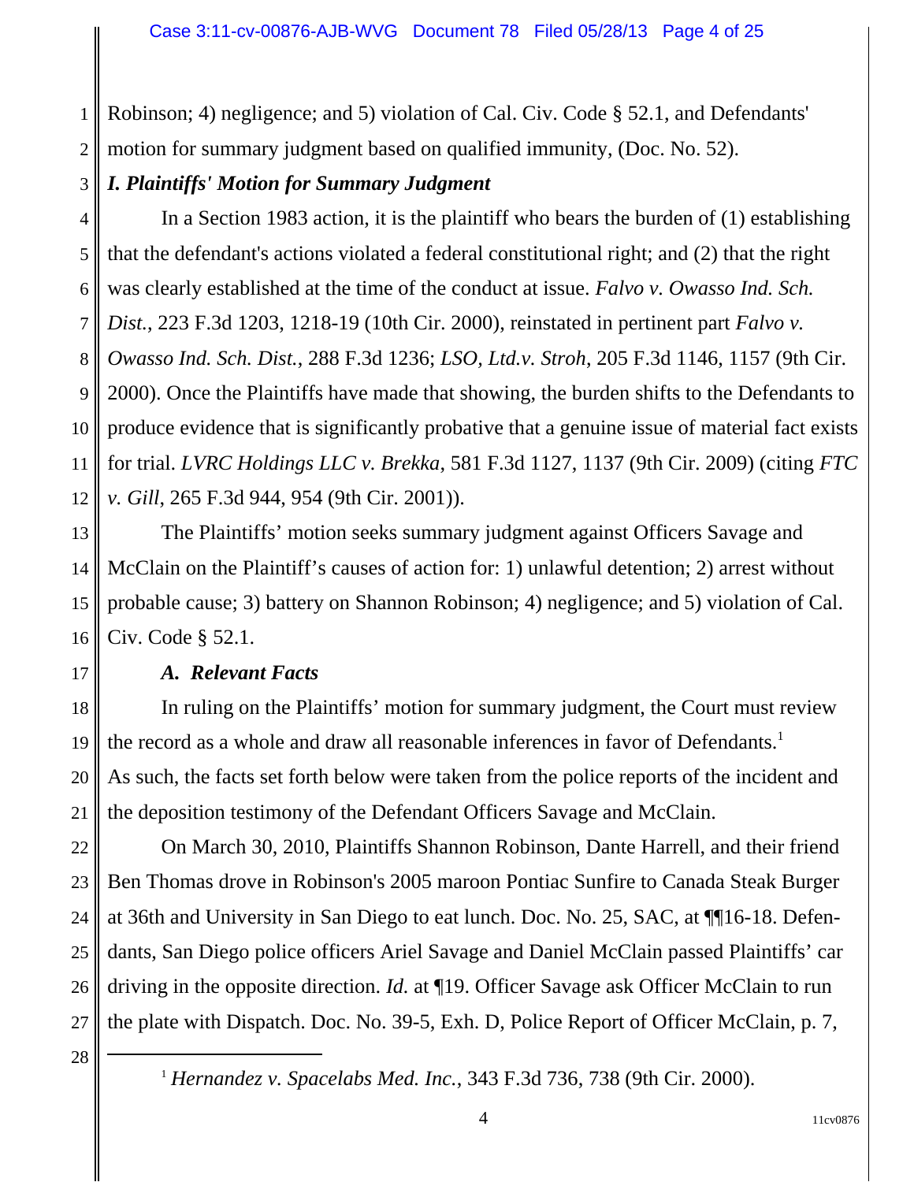Robinson; 4) negligence; and 5) violation of Cal. Civ. Code § 52.1, and Defendants' motion for summary judgment based on qualified immunity, (Doc. No. 52).

### *I. Plaintiffs' Motion for Summary Judgment*

In a Section 1983 action, it is the plaintiff who bears the burden of (1) establishing that the defendant's actions violated a federal constitutional right; and (2) that the right was clearly established at the time of the conduct at issue. *Falvo v. Owasso Ind. Sch. Dist.*, 223 F.3d 1203, 1218-19 (10th Cir. 2000), reinstated in pertinent part *Falvo v. Owasso Ind. Sch. Dist.*, 288 F.3d 1236; *LSO, Ltd.v. Stroh*, 205 F.3d 1146, 1157 (9th Cir. 2000). Once the Plaintiffs have made that showing, the burden shifts to the Defendants to produce evidence that is significantly probative that a genuine issue of material fact exists for trial. *LVRC Holdings LLC v. Brekka*, 581 F.3d 1127, 1137 (9th Cir. 2009) (citing *FTC v. Gill*, 265 F.3d 944, 954 (9th Cir. 2001)).

The Plaintiffs' motion seeks summary judgment against Officers Savage and McClain on the Plaintiff's causes of action for: 1) unlawful detention; 2) arrest without probable cause; 3) battery on Shannon Robinson; 4) negligence; and 5) violation of Cal. Civ. Code § 52.1.

#### *A. Relevant Facts*

In ruling on the Plaintiffs' motion for summary judgment, the Court must review the record as a whole and draw all reasonable inferences in favor of Defendants.[1] As such, the facts set forth below were taken from the police reports of the incident and the deposition testimony of the Defendant Officers Savage and McClain.

On March 30, 2010, Plaintiffs Shannon Robinson, Dante Harrell, and their friend Ben Thomas drove in Robinson's 2005 maroon Pontiac Sunfire to Canada Steak Burger at 36th and University in San Diego to eat lunch. Doc. No. 25, SAC, at ¶¶16-18. Defendants, San Diego police officers Ariel Savage and Daniel McClain passed Plaintiffs' car driving in the opposite direction. *Id.* at ¶19. Officer Savage ask Officer McClain to run the plate with Dispatch. Doc. No. 39-5, Exh. D, Police Report of Officer McClain, p. 7,

---

[1] *Hernandez v. Spacelabs Med. Inc.*, 343 F.3d 736, 738 (9th Cir. 2000).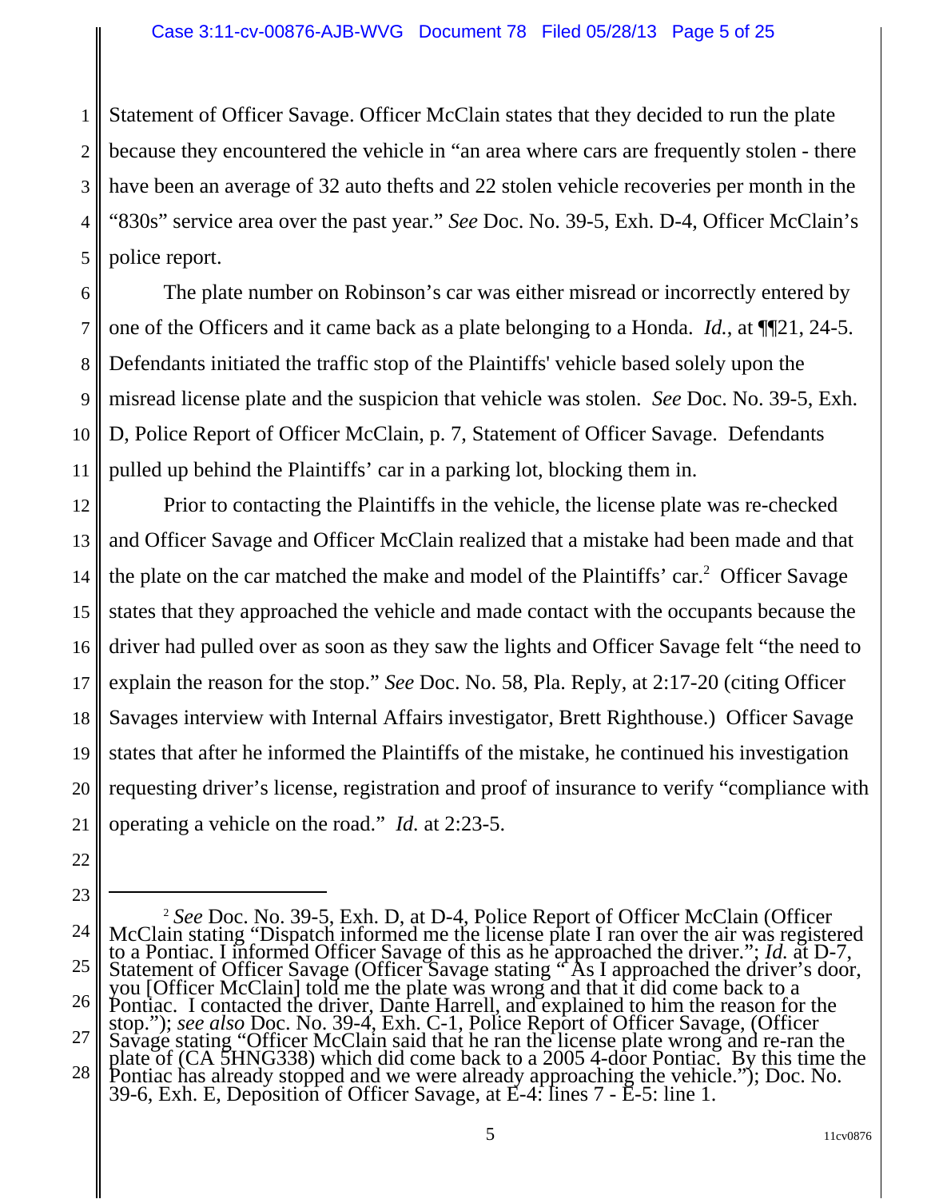Statement of Officer Savage. Officer McClain states that they decided to run the plate because they encountered the vehicle in "an area where cars are frequently stolen - there have been an average of 32 auto thefts and 22 stolen vehicle recoveries per month in the "830s" service area over the past year." *See* Doc. No. 39-5, Exh. D-4, Officer McClain's police report.

The plate number on Robinson's car was either misread or incorrectly entered by one of the Officers and it came back as a plate belonging to a Honda. *Id.*, at ¶¶21, 24-5. Defendants initiated the traffic stop of the Plaintiffs' vehicle based solely upon the misread license plate and the suspicion that vehicle was stolen. *See* Doc. No. 39-5, Exh. D, Police Report of Officer McClain, p. 7, Statement of Officer Savage. Defendants pulled up behind the Plaintiffs' car in a parking lot, blocking them in.

Prior to contacting the Plaintiffs in the vehicle, the license plate was re-checked and Officer Savage and Officer McClain realized that a mistake had been made and that the plate on the car matched the make and model of the Plaintiffs' car.[2] Officer Savage states that they approached the vehicle and made contact with the occupants because the driver had pulled over as soon as they saw the lights and Officer Savage felt "the need to explain the reason for the stop." *See* Doc. No. 58, Pla. Reply, at 2:17-20 (citing Officer Savages interview with Internal Affairs investigator, Brett Righthouse.) Officer Savage states that after he informed the Plaintiffs of the mistake, he continued his investigation requesting driver's license, registration and proof of insurance to verify "compliance with operating a vehicle on the road." *Id.* at 2:23-5.

---

[2] *See* Doc. No. 39-5, Exh. D, at D-4, Police Report of Officer McClain (Officer McClain stating "Dispatch informed me the license plate I ran over the air was registered to a Pontiac. I informed Officer Savage of this as he approached the driver."; *Id.* at D-7, Statement of Officer Savage (Officer Savage stating " As I approached the driver's door, you [Officer McClain] told me the plate was wrong and that it did come back to a Pontiac. I contacted the driver, Dante Harrell, and explained to him the reason for the stop."); *see also* Doc. No. 39-4, Exh. C-1, Police Report of Officer Savage, (Officer Savage stating "Officer McClain said that he ran the license plate wrong and re-ran the plate of (CA 5HNG338) which did come back to a 2005 4-door Pontiac. By this time the Pontiac has already stopped and we were already approaching the vehicle."); Doc. No. 39-6, Exh. E, Deposition of Officer Savage, at E-4: lines 7 - E-5: line 1.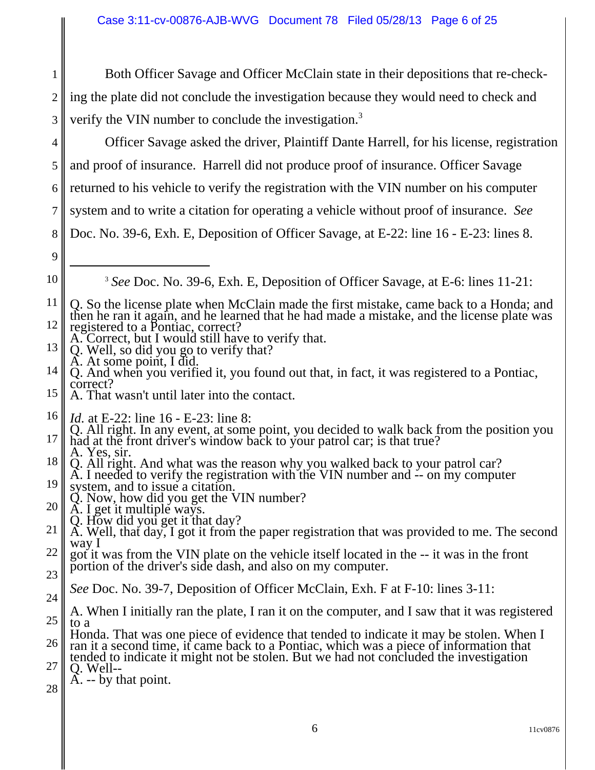Both Officer Savage and Officer McClain state in their depositions that re-checking the plate did not conclude the investigation because they would need to check and verify the VIN number to conclude the investigation.[3]

Officer Savage asked the driver, Plaintiff Dante Harrell, for his license, registration and proof of insurance. Harrell did not produce proof of insurance. Officer Savage returned to his vehicle to verify the registration with the VIN number on his computer system and to write a citation for operating a vehicle without proof of insurance. *See* Doc. No. 39-6, Exh. E, Deposition of Officer Savage, at E-22: line 16 - E-23: lines 8.

---

[3] *See* Doc. No. 39-6, Exh. E, Deposition of Officer Savage, at E-6: lines 11-21:

Q. So the license plate when McClain made the first mistake, came back to a Honda; and then he ran it again, and he learned that he had made a mistake, and the license plate was registered to a Pontiac, correct?
A. Correct, but I would still have to verify that.
Q. Well, so did you go to verify that?
A. At some point, I did.
Q. And when you verified it, you found out that, in fact, it was registered to a Pontiac, correct?
A. That wasn't until later into the contact.

*Id.* at E-22: line 16 - E-23: line 8:
Q. All right. In any event, at some point, you decided to walk back from the position you had at the front driver's window back to your patrol car; is that true?
A. Yes, sir.
Q. All right. And what was the reason why you walked back to your patrol car?
A. I needed to verify the registration with the VIN number and -- on my computer system, and to issue a citation.
Q. Now, how did you get the VIN number?
A. I get it multiple ways.
Q. How did you get it that day?
A. Well, that day, I got it from the paper registration that was provided to me. The second way I
got it was from the VIN plate on the vehicle itself located in the -- it was in the front portion of the driver's side dash, and also on my computer.

*See* Doc. No. 39-7, Deposition of Officer McClain, Exh. F at F-10: lines 3-11:

A. When I initially ran the plate, I ran it on the computer, and I saw that it was registered to a
Honda. That was one piece of evidence that tended to indicate it may be stolen. When I ran it a second time, it came back to a Pontiac, which was a piece of information that tended to indicate it might not be stolen. But we had not concluded the investigation
Q. Well--
A. -- by that point.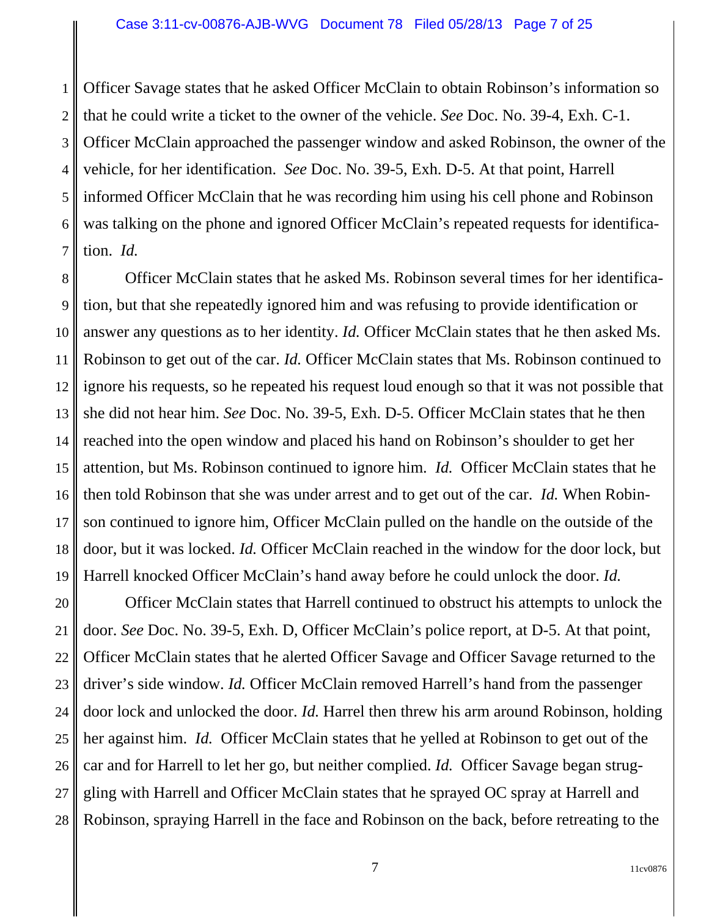Officer Savage states that he asked Officer McClain to obtain Robinson's information so that he could write a ticket to the owner of the vehicle. *See* Doc. No. 39-4, Exh. C-1. Officer McClain approached the passenger window and asked Robinson, the owner of the vehicle, for her identification. *See* Doc. No. 39-5, Exh. D-5. At that point, Harrell informed Officer McClain that he was recording him using his cell phone and Robinson was talking on the phone and ignored Officer McClain's repeated requests for identification. *Id.*

Officer McClain states that he asked Ms. Robinson several times for her identification, but that she repeatedly ignored him and was refusing to provide identification or answer any questions as to her identity. *Id.* Officer McClain states that he then asked Ms. Robinson to get out of the car. *Id.* Officer McClain states that Ms. Robinson continued to ignore his requests, so he repeated his request loud enough so that it was not possible that she did not hear him. *See* Doc. No. 39-5, Exh. D-5. Officer McClain states that he then reached into the open window and placed his hand on Robinson's shoulder to get her attention, but Ms. Robinson continued to ignore him. *Id.* Officer McClain states that he then told Robinson that she was under arrest and to get out of the car. *Id.* When Robinson continued to ignore him, Officer McClain pulled on the handle on the outside of the door, but it was locked. *Id.* Officer McClain reached in the window for the door lock, but Harrell knocked Officer McClain's hand away before he could unlock the door. *Id.*

Officer McClain states that Harrell continued to obstruct his attempts to unlock the door. *See* Doc. No. 39-5, Exh. D, Officer McClain's police report, at D-5. At that point, Officer McClain states that he alerted Officer Savage and Officer Savage returned to the driver's side window. *Id.* Officer McClain removed Harrell's hand from the passenger door lock and unlocked the door. *Id.* Harrel then threw his arm around Robinson, holding her against him. *Id.* Officer McClain states that he yelled at Robinson to get out of the car and for Harrell to let her go, but neither complied. *Id.* Officer Savage began struggling with Harrell and Officer McClain states that he sprayed OC spray at Harrell and Robinson, spraying Harrell in the face and Robinson on the back, before retreating to the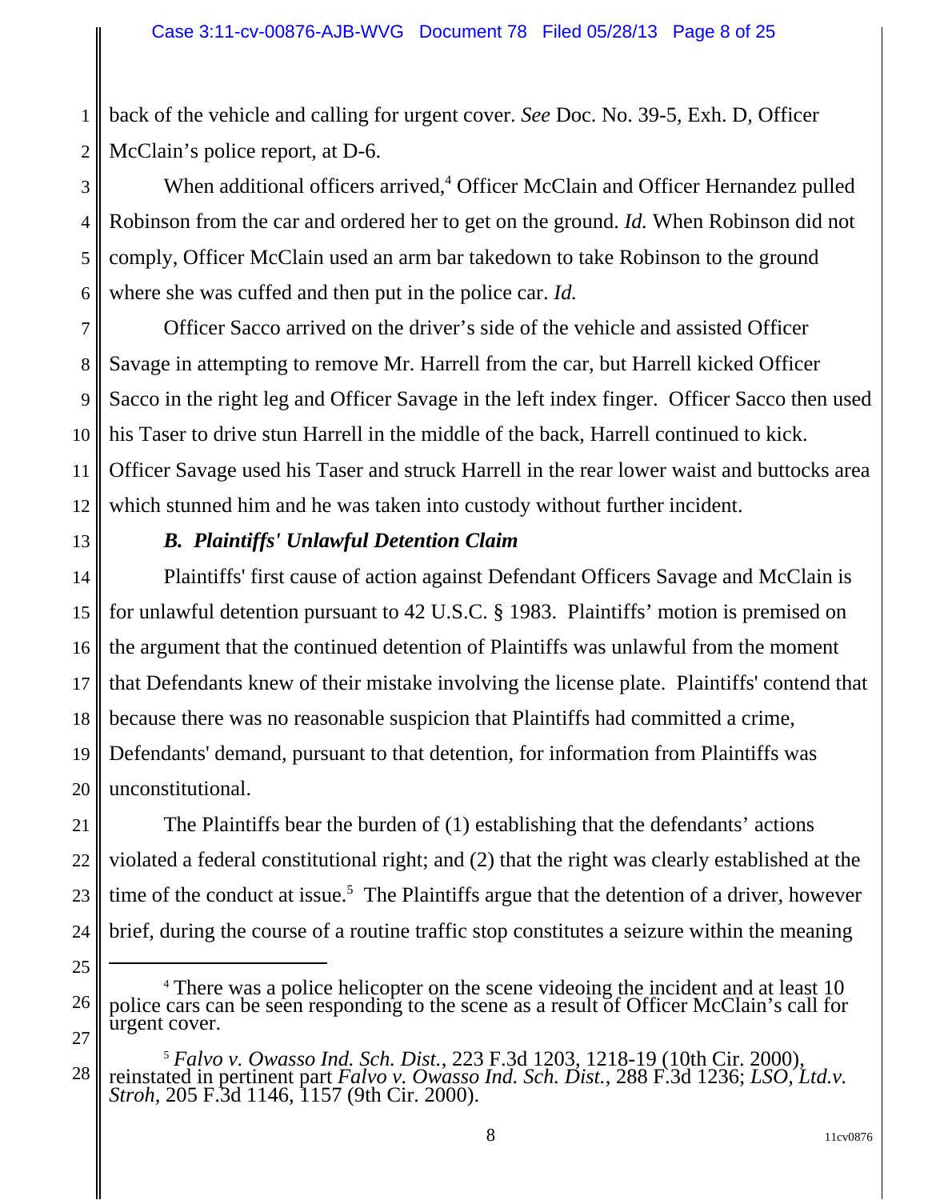back of the vehicle and calling for urgent cover. *See* Doc. No. 39-5, Exh. D, Officer McClain's police report, at D-6.

When additional officers arrived,[4] Officer McClain and Officer Hernandez pulled Robinson from the car and ordered her to get on the ground. *Id.* When Robinson did not comply, Officer McClain used an arm bar takedown to take Robinson to the ground where she was cuffed and then put in the police car. *Id.*

Officer Sacco arrived on the driver's side of the vehicle and assisted Officer Savage in attempting to remove Mr. Harrell from the car, but Harrell kicked Officer Sacco in the right leg and Officer Savage in the left index finger. Officer Sacco then used his Taser to drive stun Harrell in the middle of the back, Harrell continued to kick. Officer Savage used his Taser and struck Harrell in the rear lower waist and buttocks area which stunned him and he was taken into custody without further incident.

### *B. Plaintiffs' Unlawful Detention Claim*

Plaintiffs' first cause of action against Defendant Officers Savage and McClain is for unlawful detention pursuant to 42 U.S.C. § 1983. Plaintiffs' motion is premised on the argument that the continued detention of Plaintiffs was unlawful from the moment that Defendants knew of their mistake involving the license plate. Plaintiffs' contend that because there was no reasonable suspicion that Plaintiffs had committed a crime, Defendants' demand, pursuant to that detention, for information from Plaintiffs was unconstitutional.

The Plaintiffs bear the burden of (1) establishing that the defendants' actions violated a federal constitutional right; and (2) that the right was clearly established at the time of the conduct at issue.[5] The Plaintiffs argue that the detention of a driver, however brief, during the course of a routine traffic stop constitutes a seizure within the meaning

---

[4] There was a police helicopter on the scene videoing the incident and at least 10 police cars can be seen responding to the scene as a result of Officer McClain's call for urgent cover.

[5] *Falvo v. Owasso Ind. Sch. Dist.*, 223 F.3d 1203, 1218-19 (10th Cir. 2000), reinstated in pertinent part *Falvo v. Owasso Ind. Sch. Dist.*, 288 F.3d 1236; *LSO, Ltd.v. Stroh*, 205 F.3d 1146, 1157 (9th Cir. 2000).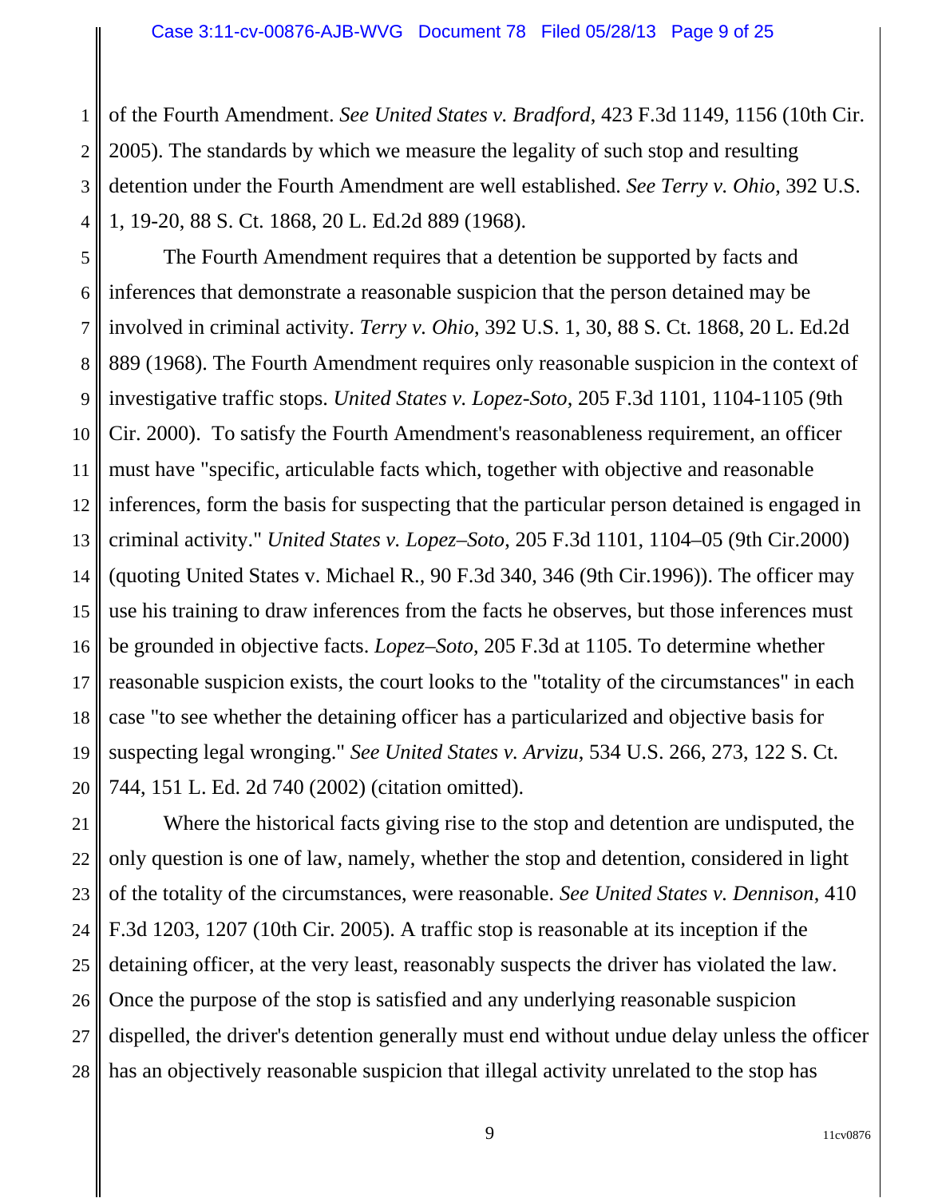of the Fourth Amendment. *See United States v. Bradford*, 423 F.3d 1149, 1156 (10th Cir. 2005). The standards by which we measure the legality of such stop and resulting detention under the Fourth Amendment are well established. *See Terry v. Ohio*, 392 U.S. 1, 19-20, 88 S. Ct. 1868, 20 L. Ed.2d 889 (1968).

The Fourth Amendment requires that a detention be supported by facts and inferences that demonstrate a reasonable suspicion that the person detained may be involved in criminal activity. *Terry v. Ohio*, 392 U.S. 1, 30, 88 S. Ct. 1868, 20 L. Ed.2d 889 (1968). The Fourth Amendment requires only reasonable suspicion in the context of investigative traffic stops. *United States v. Lopez-Soto*, 205 F.3d 1101, 1104-1105 (9th Cir. 2000). To satisfy the Fourth Amendment's reasonableness requirement, an officer must have "specific, articulable facts which, together with objective and reasonable inferences, form the basis for suspecting that the particular person detained is engaged in criminal activity." *United States v. Lopez–Soto*, 205 F.3d 1101, 1104–05 (9th Cir.2000) (quoting United States v. Michael R., 90 F.3d 340, 346 (9th Cir.1996)). The officer may use his training to draw inferences from the facts he observes, but those inferences must be grounded in objective facts. *Lopez–Soto*, 205 F.3d at 1105. To determine whether reasonable suspicion exists, the court looks to the "totality of the circumstances" in each case "to see whether the detaining officer has a particularized and objective basis for suspecting legal wronging." *See United States v. Arvizu*, 534 U.S. 266, 273, 122 S. Ct. 744, 151 L. Ed. 2d 740 (2002) (citation omitted).

Where the historical facts giving rise to the stop and detention are undisputed, the only question is one of law, namely, whether the stop and detention, considered in light of the totality of the circumstances, were reasonable. *See United States v. Dennison*, 410 F.3d 1203, 1207 (10th Cir. 2005). A traffic stop is reasonable at its inception if the detaining officer, at the very least, reasonably suspects the driver has violated the law. Once the purpose of the stop is satisfied and any underlying reasonable suspicion dispelled, the driver's detention generally must end without undue delay unless the officer has an objectively reasonable suspicion that illegal activity unrelated to the stop has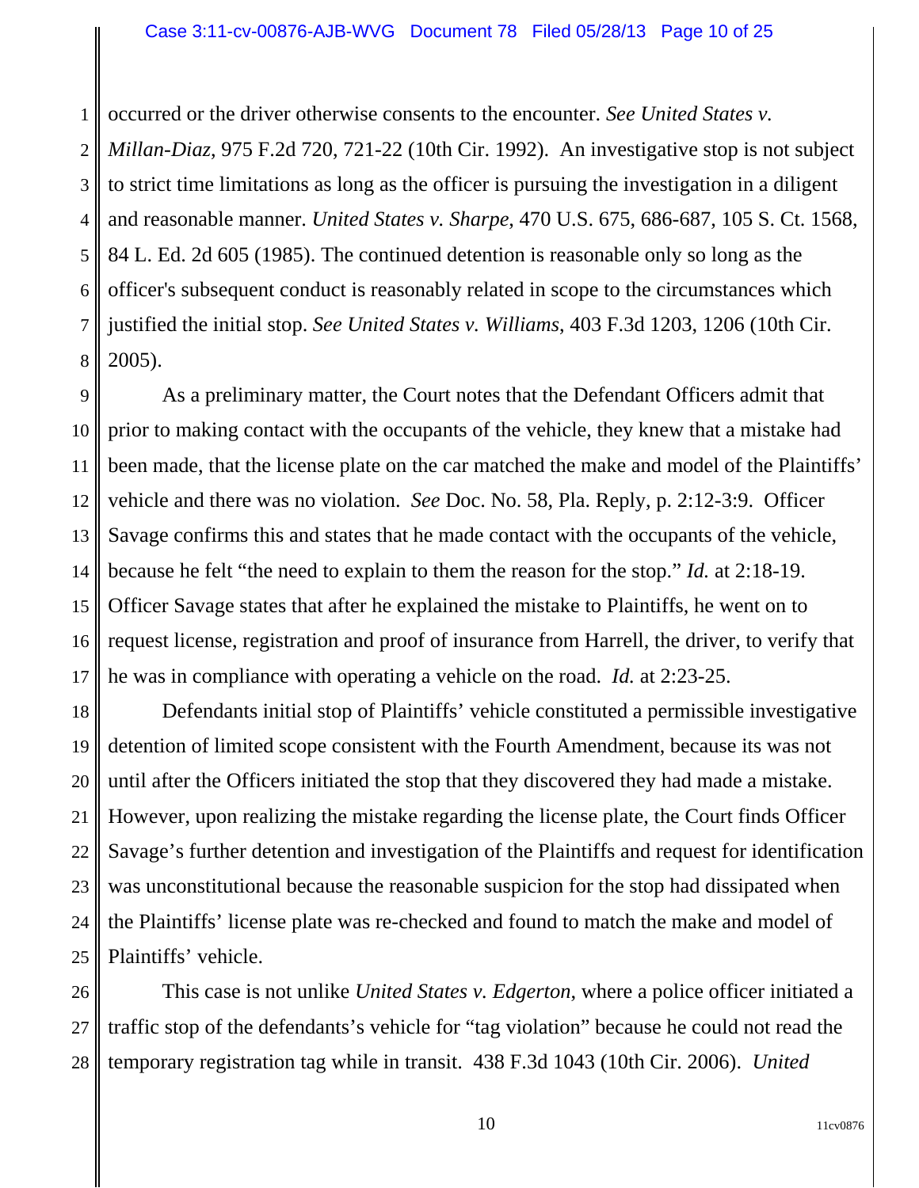occurred or the driver otherwise consents to the encounter. *See United States v. Millan-Diaz*, 975 F.2d 720, 721-22 (10th Cir. 1992). An investigative stop is not subject to strict time limitations as long as the officer is pursuing the investigation in a diligent and reasonable manner. *United States v. Sharpe*, 470 U.S. 675, 686-687, 105 S. Ct. 1568, 84 L. Ed. 2d 605 (1985). The continued detention is reasonable only so long as the officer's subsequent conduct is reasonably related in scope to the circumstances which justified the initial stop. *See United States v. Williams*, 403 F.3d 1203, 1206 (10th Cir. 2005).

As a preliminary matter, the Court notes that the Defendant Officers admit that prior to making contact with the occupants of the vehicle, they knew that a mistake had been made, that the license plate on the car matched the make and model of the Plaintiffs' vehicle and there was no violation. *See* Doc. No. 58, Pla. Reply, p. 2:12-3:9. Officer Savage confirms this and states that he made contact with the occupants of the vehicle, because he felt "the need to explain to them the reason for the stop." *Id.* at 2:18-19. Officer Savage states that after he explained the mistake to Plaintiffs, he went on to request license, registration and proof of insurance from Harrell, the driver, to verify that he was in compliance with operating a vehicle on the road. *Id.* at 2:23-25.

Defendants initial stop of Plaintiffs' vehicle constituted a permissible investigative detention of limited scope consistent with the Fourth Amendment, because its was not until after the Officers initiated the stop that they discovered they had made a mistake. However, upon realizing the mistake regarding the license plate, the Court finds Officer Savage's further detention and investigation of the Plaintiffs and request for identification was unconstitutional because the reasonable suspicion for the stop had dissipated when the Plaintiffs' license plate was re-checked and found to match the make and model of Plaintiffs' vehicle.

This case is not unlike *United States v. Edgerton*, where a police officer initiated a traffic stop of the defendants's vehicle for "tag violation" because he could not read the temporary registration tag while in transit. 438 F.3d 1043 (10th Cir. 2006). *United*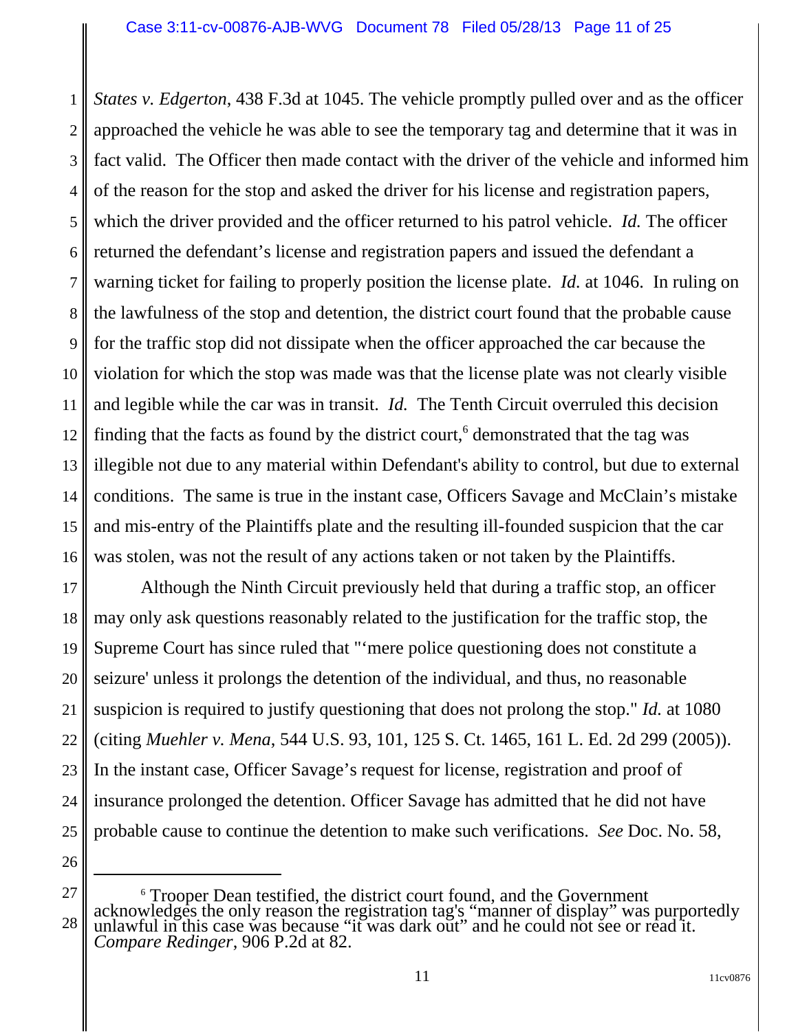*States v. Edgerton*, 438 F.3d at 1045. The vehicle promptly pulled over and as the officer approached the vehicle he was able to see the temporary tag and determine that it was in fact valid. The Officer then made contact with the driver of the vehicle and informed him of the reason for the stop and asked the driver for his license and registration papers, which the driver provided and the officer returned to his patrol vehicle. *Id.* The officer returned the defendant's license and registration papers and issued the defendant a warning ticket for failing to properly position the license plate. *Id.* at 1046. In ruling on the lawfulness of the stop and detention, the district court found that the probable cause for the traffic stop did not dissipate when the officer approached the car because the violation for which the stop was made was that the license plate was not clearly visible and legible while the car was in transit. *Id.* The Tenth Circuit overruled this decision finding that the facts as found by the district court,[6] demonstrated that the tag was illegible not due to any material within Defendant's ability to control, but due to external conditions. The same is true in the instant case, Officers Savage and McClain's mistake and mis-entry of the Plaintiffs plate and the resulting ill-founded suspicion that the car was stolen, was not the result of any actions taken or not taken by the Plaintiffs.

Although the Ninth Circuit previously held that during a traffic stop, an officer may only ask questions reasonably related to the justification for the traffic stop, the Supreme Court has since ruled that "'mere police questioning does not constitute a seizure' unless it prolongs the detention of the individual, and thus, no reasonable suspicion is required to justify questioning that does not prolong the stop." *Id.* at 1080 (citing *Muehler v. Mena*, 544 U.S. 93, 101, 125 S. Ct. 1465, 161 L. Ed. 2d 299 (2005)). In the instant case, Officer Savage's request for license, registration and proof of insurance prolonged the detention. Officer Savage has admitted that he did not have probable cause to continue the detention to make such verifications. *See* Doc. No. 58,

---

[6] Trooper Dean testified, the district court found, and the Government acknowledges the only reason the registration tag's "manner of display" was purportedly unlawful in this case was because "it was dark out" and he could not see or read it. *Compare Redinger*, 906 P.2d at 82.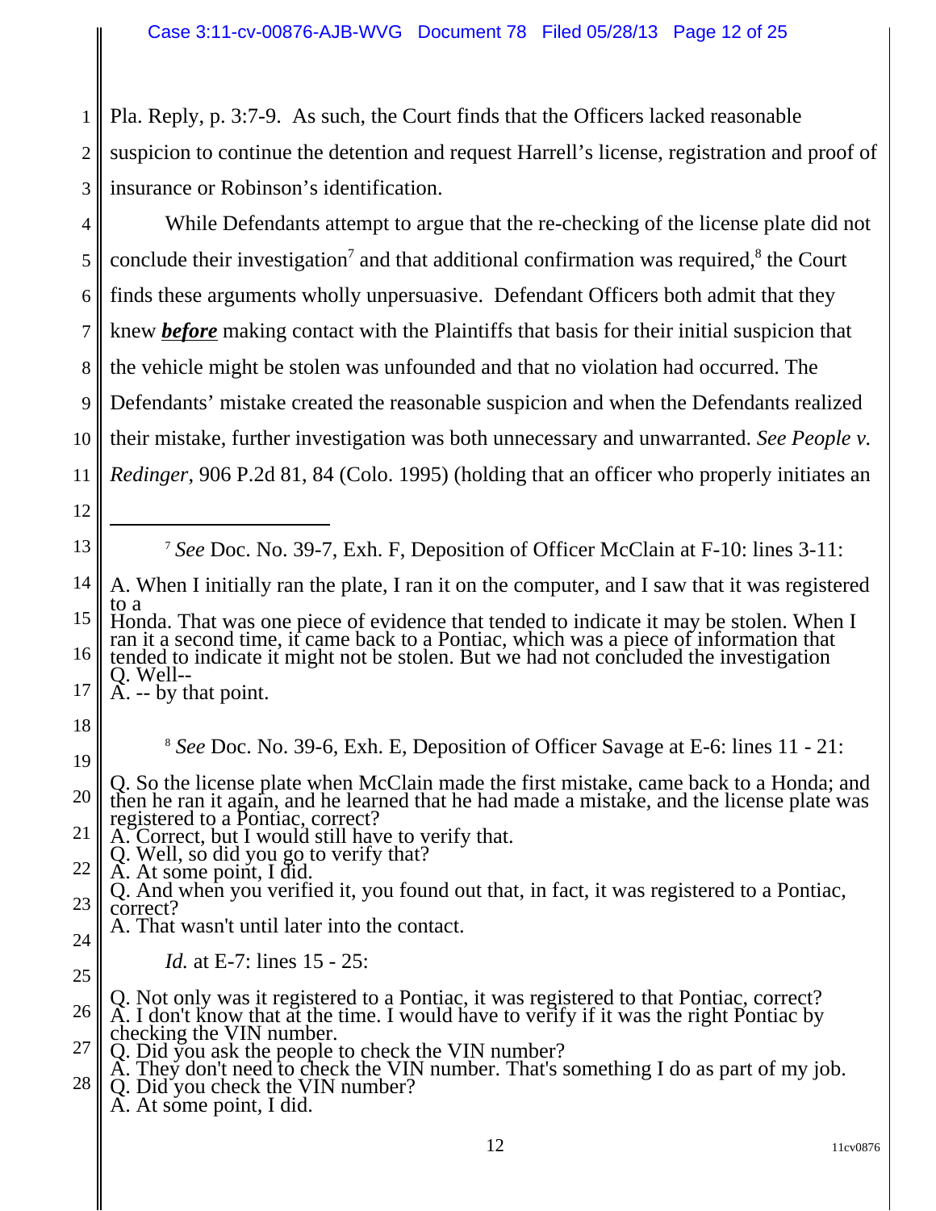Pla. Reply, p. 3:7-9. As such, the Court finds that the Officers lacked reasonable suspicion to continue the detention and request Harrell's license, registration and proof of insurance or Robinson's identification.

While Defendants attempt to argue that the re-checking of the license plate did not conclude their investigation[7] and that additional confirmation was required,[8] the Court finds these arguments wholly unpersuasive. Defendant Officers both admit that they knew ***before*** making contact with the Plaintiffs that basis for their initial suspicion that the vehicle might be stolen was unfounded and that no violation had occurred. The Defendants' mistake created the reasonable suspicion and when the Defendants realized their mistake, further investigation was both unnecessary and unwarranted. *See People v. Redinger*, 906 P.2d 81, 84 (Colo. 1995) (holding that an officer who properly initiates an

---

[7] *See* Doc. No. 39-7, Exh. F, Deposition of Officer McClain at F-10: lines 3-11:

A. When I initially ran the plate, I ran it on the computer, and I saw that it was registered to a Honda. That was one piece of evidence that tended to indicate it may be stolen. When I ran it a second time, it came back to a Pontiac, which was a piece of information that tended to indicate it might not be stolen. But we had not concluded the investigation
Q. Well--
A. -- by that point.

[8] *See* Doc. No. 39-6, Exh. E, Deposition of Officer Savage at E-6: lines 11 - 21:

Q. So the license plate when McClain made the first mistake, came back to a Honda; and then he ran it again, and he learned that he had made a mistake, and the license plate was registered to a Pontiac, correct?
A. Correct, but I would still have to verify that.
Q. Well, so did you go to verify that?
A. At some point, I did.
Q. And when you verified it, you found out that, in fact, it was registered to a Pontiac, correct?
A. That wasn't until later into the contact.

*Id.* at E-7: lines 15 - 25:

Q. Not only was it registered to a Pontiac, it was registered to that Pontiac, correct?
A. I don't know that at the time. I would have to verify if it was the right Pontiac by checking the VIN number.
Q. Did you ask the people to check the VIN number?
A. They don't need to check the VIN number. That's something I do as part of my job.
Q. Did you check the VIN number?
A. At some point, I did.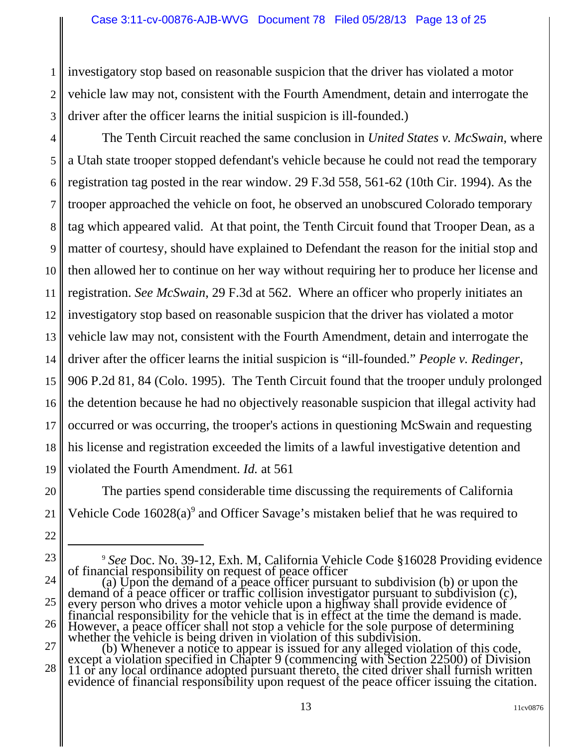investigatory stop based on reasonable suspicion that the driver has violated a motor vehicle law may not, consistent with the Fourth Amendment, detain and interrogate the driver after the officer learns the initial suspicion is ill-founded.)

The Tenth Circuit reached the same conclusion in *United States v. McSwain*, where a Utah state trooper stopped defendant's vehicle because he could not read the temporary registration tag posted in the rear window. 29 F.3d 558, 561-62 (10th Cir. 1994). As the trooper approached the vehicle on foot, he observed an unobscured Colorado temporary tag which appeared valid. At that point, the Tenth Circuit found that Trooper Dean, as a matter of courtesy, should have explained to Defendant the reason for the initial stop and then allowed her to continue on her way without requiring her to produce her license and registration. *See McSwain*, 29 F.3d at 562. Where an officer who properly initiates an investigatory stop based on reasonable suspicion that the driver has violated a motor vehicle law may not, consistent with the Fourth Amendment, detain and interrogate the driver after the officer learns the initial suspicion is "ill-founded." *People v. Redinger*, 906 P.2d 81, 84 (Colo. 1995). The Tenth Circuit found that the trooper unduly prolonged the detention because he had no objectively reasonable suspicion that illegal activity had occurred or was occurring, the trooper's actions in questioning McSwain and requesting his license and registration exceeded the limits of a lawful investigative detention and violated the Fourth Amendment. *Id.* at 561

The parties spend considerable time discussing the requirements of California Vehicle Code 16028(a)[9] and Officer Savage's mistaken belief that he was required to

---

[9] *See* Doc. No. 39-12, Exh. M, California Vehicle Code §16028 Providing evidence of financial responsibility on request of peace officer

(a) Upon the demand of a peace officer pursuant to subdivision (b) or upon the demand of a peace officer or traffic collision investigator pursuant to subdivision (c), every person who drives a motor vehicle upon a highway shall provide evidence of financial responsibility for the vehicle that is in effect at the time the demand is made. However, a peace officer shall not stop a vehicle for the sole purpose of determining whether the vehicle is being driven in violation of this subdivision.

(b) Whenever a notice to appear is issued for any alleged violation of this code, except a violation specified in Chapter 9 (commencing with Section 22500) of Division 11 or any local ordinance adopted pursuant thereto, the cited driver shall furnish written evidence of financial responsibility upon request of the peace officer issuing the citation.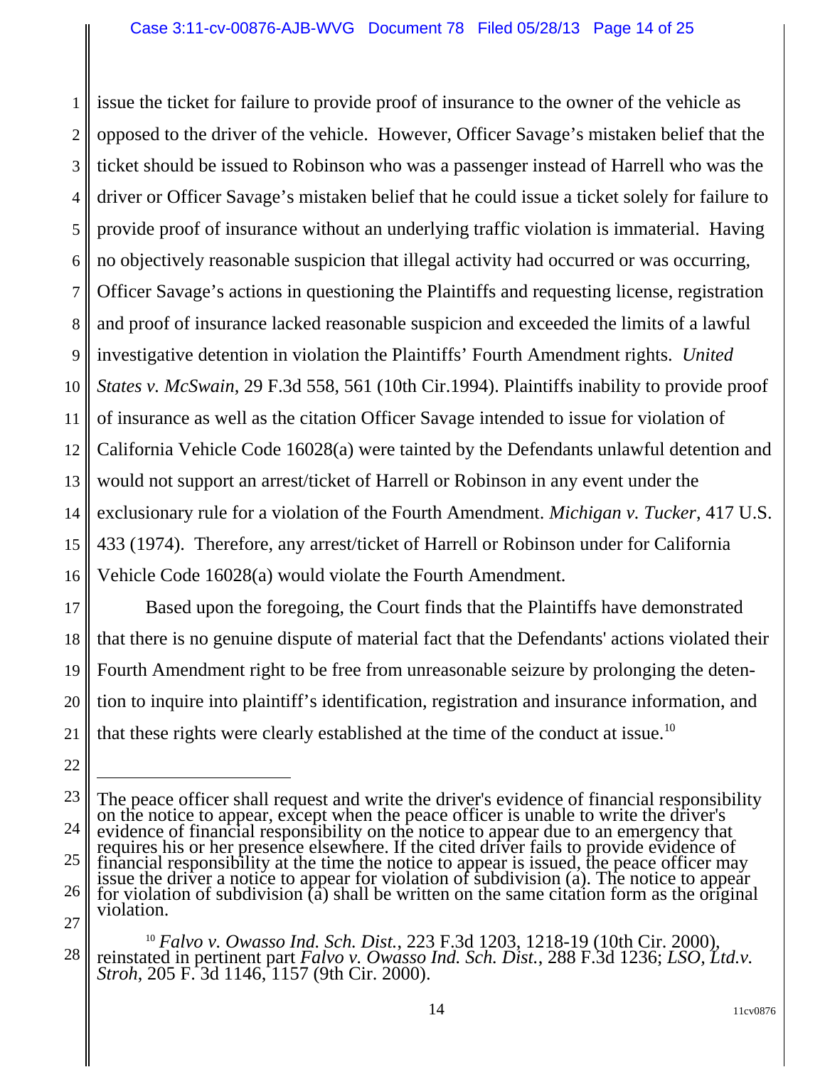issue the ticket for failure to provide proof of insurance to the owner of the vehicle as opposed to the driver of the vehicle. However, Officer Savage's mistaken belief that the ticket should be issued to Robinson who was a passenger instead of Harrell who was the driver or Officer Savage's mistaken belief that he could issue a ticket solely for failure to provide proof of insurance without an underlying traffic violation is immaterial. Having no objectively reasonable suspicion that illegal activity had occurred or was occurring, Officer Savage's actions in questioning the Plaintiffs and requesting license, registration and proof of insurance lacked reasonable suspicion and exceeded the limits of a lawful investigative detention in violation the Plaintiffs' Fourth Amendment rights. *United States v. McSwain*, 29 F.3d 558, 561 (10th Cir.1994). Plaintiffs inability to provide proof of insurance as well as the citation Officer Savage intended to issue for violation of California Vehicle Code 16028(a) were tainted by the Defendants unlawful detention and would not support an arrest/ticket of Harrell or Robinson in any event under the exclusionary rule for a violation of the Fourth Amendment. *Michigan v. Tucker*, 417 U.S. 433 (1974). Therefore, any arrest/ticket of Harrell or Robinson under for California Vehicle Code 16028(a) would violate the Fourth Amendment.

Based upon the foregoing, the Court finds that the Plaintiffs have demonstrated that there is no genuine dispute of material fact that the Defendants' actions violated their Fourth Amendment right to be free from unreasonable seizure by prolonging the detention to inquire into plaintiff's identification, registration and insurance information, and that these rights were clearly established at the time of the conduct at issue.[10]

---

The peace officer shall request and write the driver's evidence of financial responsibility on the notice to appear, except when the peace officer is unable to write the driver's evidence of financial responsibility on the notice to appear due to an emergency that requires his or her presence elsewhere. If the cited driver fails to provide evidence of financial responsibility at the time the notice to appear is issued, the peace officer may issue the driver a notice to appear for violation of subdivision (a). The notice to appear for violation of subdivision (a) shall be written on the same citation form as the original violation.

[10] *Falvo v. Owasso Ind. Sch. Dist.*, 223 F.3d 1203, 1218-19 (10th Cir. 2000), reinstated in pertinent part *Falvo v. Owasso Ind. Sch. Dist.*, 288 F.3d 1236; *LSO, Ltd.v. Stroh*, 205 F. 3d 1146, 1157 (9th Cir. 2000).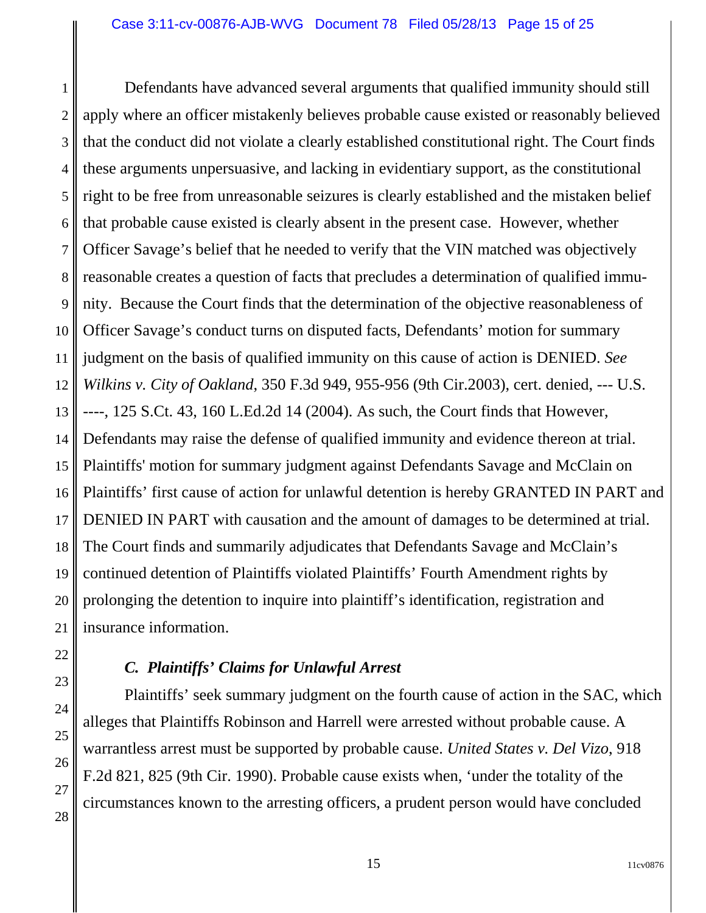Defendants have advanced several arguments that qualified immunity should still apply where an officer mistakenly believes probable cause existed or reasonably believed that the conduct did not violate a clearly established constitutional right. The Court finds these arguments unpersuasive, and lacking in evidentiary support, as the constitutional right to be free from unreasonable seizures is clearly established and the mistaken belief that probable cause existed is clearly absent in the present case. However, whether Officer Savage's belief that he needed to verify that the VIN matched was objectively reasonable creates a question of facts that precludes a determination of qualified immunity. Because the Court finds that the determination of the objective reasonableness of Officer Savage's conduct turns on disputed facts, Defendants' motion for summary judgment on the basis of qualified immunity on this cause of action is DENIED. *See Wilkins v. City of Oakland*, 350 F.3d 949, 955-956 (9th Cir.2003), cert. denied, --- U.S. ----, 125 S.Ct. 43, 160 L.Ed.2d 14 (2004). As such, the Court finds that However, Defendants may raise the defense of qualified immunity and evidence thereon at trial. Plaintiffs' motion for summary judgment against Defendants Savage and McClain on Plaintiffs' first cause of action for unlawful detention is hereby GRANTED IN PART and DENIED IN PART with causation and the amount of damages to be determined at trial. The Court finds and summarily adjudicates that Defendants Savage and McClain's continued detention of Plaintiffs violated Plaintiffs' Fourth Amendment rights by prolonging the detention to inquire into plaintiff's identification, registration and insurance information.

### *C. Plaintiffs' Claims for Unlawful Arrest*

Plaintiffs' seek summary judgment on the fourth cause of action in the SAC, which alleges that Plaintiffs Robinson and Harrell were arrested without probable cause. A warrantless arrest must be supported by probable cause. *United States v. Del Vizo*, 918 F.2d 821, 825 (9th Cir. 1990). Probable cause exists when, 'under the totality of the circumstances known to the arresting officers, a prudent person would have concluded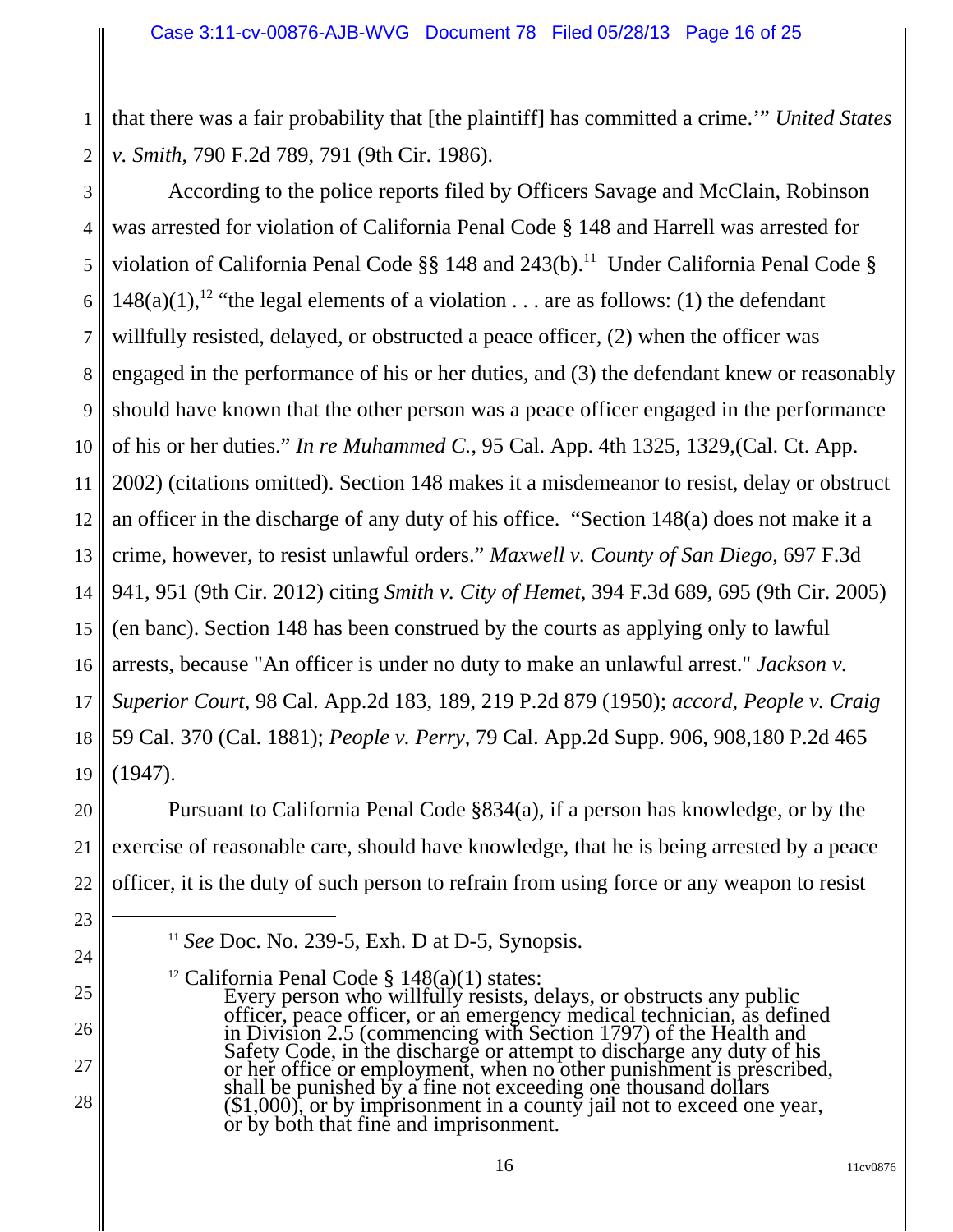that there was a fair probability that [the plaintiff] has committed a crime.'" *United States v. Smith*, 790 F.2d 789, 791 (9th Cir. 1986).

According to the police reports filed by Officers Savage and McClain, Robinson was arrested for violation of California Penal Code § 148 and Harrell was arrested for violation of California Penal Code §§ 148 and 243(b).[11] Under California Penal Code § 148(a)(1),[12] "the legal elements of a violation . . . are as follows: (1) the defendant willfully resisted, delayed, or obstructed a peace officer, (2) when the officer was engaged in the performance of his or her duties, and (3) the defendant knew or reasonably should have known that the other person was a peace officer engaged in the performance of his or her duties." *In re Muhammed C.*, 95 Cal. App. 4th 1325, 1329,(Cal. Ct. App. 2002) (citations omitted). Section 148 makes it a misdemeanor to resist, delay or obstruct an officer in the discharge of any duty of his office. "Section 148(a) does not make it a crime, however, to resist unlawful orders." *Maxwell v. County of San Diego*, 697 F.3d 941, 951 (9th Cir. 2012) citing *Smith v. City of Hemet*, 394 F.3d 689, 695 (9th Cir. 2005) (en banc). Section 148 has been construed by the courts as applying only to lawful arrests, because "An officer is under no duty to make an unlawful arrest." *Jackson v. Superior Court*, 98 Cal. App.2d 183, 189, 219 P.2d 879 (1950); *accord*, *People v. Craig* 59 Cal. 370 (Cal. 1881); *People v. Perry*, 79 Cal. App.2d Supp. 906, 908,180 P.2d 465 (1947).

Pursuant to California Penal Code §834(a), if a person has knowledge, or by the exercise of reasonable care, should have knowledge, that he is being arrested by a peace officer, it is the duty of such person to refrain from using force or any weapon to resist

---

[11] *See* Doc. No. 239-5, Exh. D at D-5, Synopsis.

[12] California Penal Code § 148(a)(1) states:

> Every person who willfully resists, delays, or obstructs any public officer, peace officer, or an emergency medical technician, as defined in Division 2.5 (commencing with Section 1797) of the Health and Safety Code, in the discharge or attempt to discharge any duty of his or her office or employment, when no other punishment is prescribed, shall be punished by a fine not exceeding one thousand dollars ($1,000), or by imprisonment in a county jail not to exceed one year, or by both that fine and imprisonment.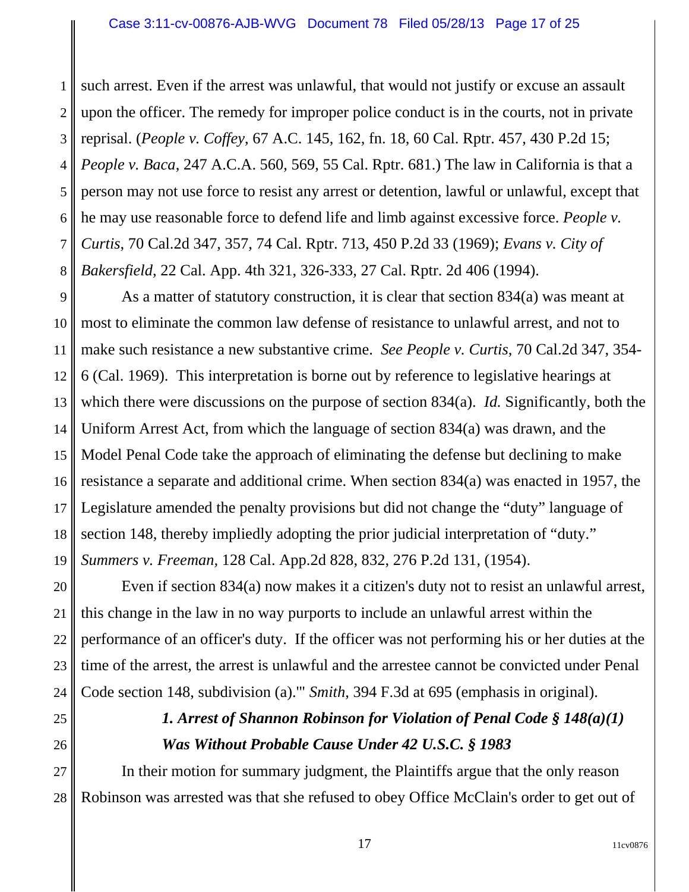such arrest. Even if the arrest was unlawful, that would not justify or excuse an assault upon the officer. The remedy for improper police conduct is in the courts, not in private reprisal. (*People v. Coffey*, 67 A.C. 145, 162, fn. 18, 60 Cal. Rptr. 457, 430 P.2d 15; *People v. Baca*, 247 A.C.A. 560, 569, 55 Cal. Rptr. 681.) The law in California is that a person may not use force to resist any arrest or detention, lawful or unlawful, except that he may use reasonable force to defend life and limb against excessive force. *People v. Curtis*, 70 Cal.2d 347, 357, 74 Cal. Rptr. 713, 450 P.2d 33 (1969); *Evans v. City of Bakersfield*, 22 Cal. App. 4th 321, 326-333, 27 Cal. Rptr. 2d 406 (1994).

As a matter of statutory construction, it is clear that section 834(a) was meant at most to eliminate the common law defense of resistance to unlawful arrest, and not to make such resistance a new substantive crime. *See People v. Curtis*, 70 Cal.2d 347, 354-6 (Cal. 1969). This interpretation is borne out by reference to legislative hearings at which there were discussions on the purpose of section 834(a). *Id.* Significantly, both the Uniform Arrest Act, from which the language of section 834(a) was drawn, and the Model Penal Code take the approach of eliminating the defense but declining to make resistance a separate and additional crime. When section 834(a) was enacted in 1957, the Legislature amended the penalty provisions but did not change the "duty" language of section 148, thereby impliedly adopting the prior judicial interpretation of "duty." *Summers v. Freeman*, 128 Cal. App.2d 828, 832, 276 P.2d 131, (1954).

Even if section 834(a) now makes it a citizen's duty not to resist an unlawful arrest, this change in the law in no way purports to include an unlawful arrest within the performance of an officer's duty. If the officer was not performing his or her duties at the time of the arrest, the arrest is unlawful and the arrestee cannot be convicted under Penal Code section 148, subdivision (a).'" *Smith*, 394 F.3d at 695 (emphasis in original).

### *1. Arrest of Shannon Robinson for Violation of Penal Code § 148(a)(1) Was Without Probable Cause Under 42 U.S.C. § 1983*

In their motion for summary judgment, the Plaintiffs argue that the only reason Robinson was arrested was that she refused to obey Office McClain's order to get out of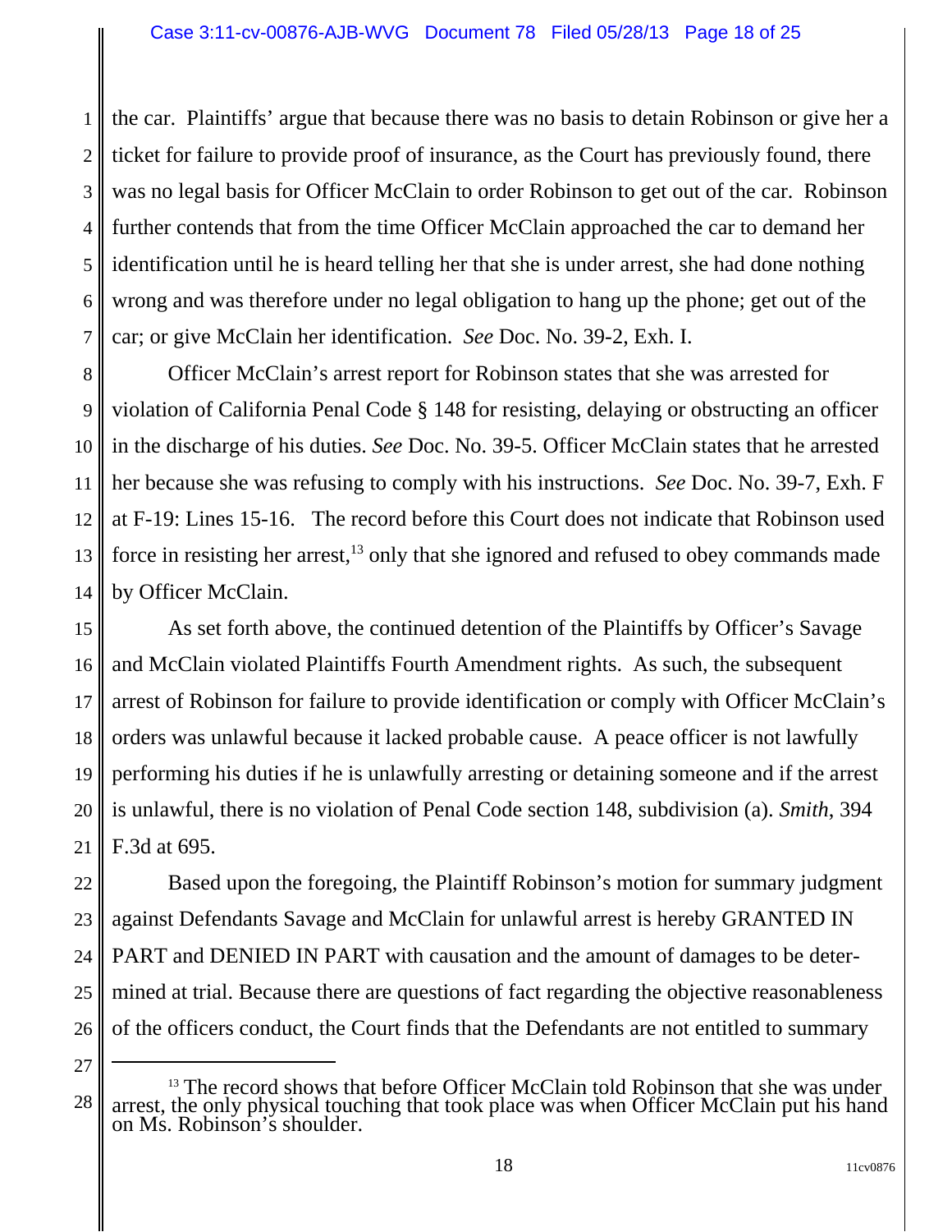the car. Plaintiffs' argue that because there was no basis to detain Robinson or give her a ticket for failure to provide proof of insurance, as the Court has previously found, there was no legal basis for Officer McClain to order Robinson to get out of the car. Robinson further contends that from the time Officer McClain approached the car to demand her identification until he is heard telling her that she is under arrest, she had done nothing wrong and was therefore under no legal obligation to hang up the phone; get out of the car; or give McClain her identification. *See* Doc. No. 39-2, Exh. I.

Officer McClain's arrest report for Robinson states that she was arrested for violation of California Penal Code § 148 for resisting, delaying or obstructing an officer in the discharge of his duties. *See* Doc. No. 39-5. Officer McClain states that he arrested her because she was refusing to comply with his instructions. *See* Doc. No. 39-7, Exh. F at F-19: Lines 15-16. The record before this Court does not indicate that Robinson used force in resisting her arrest,[13] only that she ignored and refused to obey commands made by Officer McClain.

As set forth above, the continued detention of the Plaintiffs by Officer's Savage and McClain violated Plaintiffs Fourth Amendment rights. As such, the subsequent arrest of Robinson for failure to provide identification or comply with Officer McClain's orders was unlawful because it lacked probable cause. A peace officer is not lawfully performing his duties if he is unlawfully arresting or detaining someone and if the arrest is unlawful, there is no violation of Penal Code section 148, subdivision (a). *Smith*, 394 F.3d at 695.

Based upon the foregoing, the Plaintiff Robinson's motion for summary judgment against Defendants Savage and McClain for unlawful arrest is hereby GRANTED IN PART and DENIED IN PART with causation and the amount of damages to be determined at trial. Because there are questions of fact regarding the objective reasonableness of the officers conduct, the Court finds that the Defendants are not entitled to summary

---

[13] The record shows that before Officer McClain told Robinson that she was under arrest, the only physical touching that took place was when Officer McClain put his hand on Ms. Robinson's shoulder.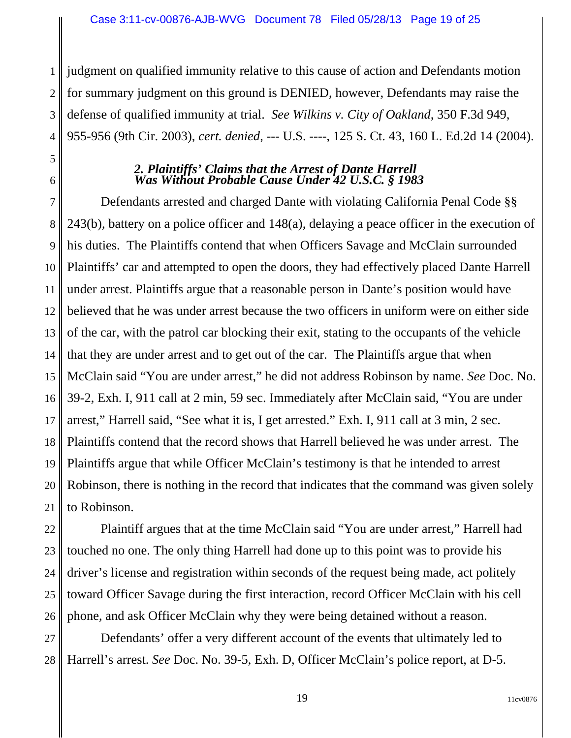judgment on qualified immunity relative to this cause of action and Defendants motion for summary judgment on this ground is DENIED, however, Defendants may raise the defense of qualified immunity at trial. *See Wilkins v. City of Oakland*, 350 F.3d 949, 955-956 (9th Cir. 2003), *cert. denied*, --- U.S. ----, 125 S. Ct. 43, 160 L. Ed.2d 14 (2004).

### *2. Plaintiffs' Claims that the Arrest of Dante Harrell Was Without Probable Cause Under 42 U.S.C. § 1983*

Defendants arrested and charged Dante with violating California Penal Code §§ 243(b), battery on a police officer and 148(a), delaying a peace officer in the execution of his duties. The Plaintiffs contend that when Officers Savage and McClain surrounded Plaintiffs' car and attempted to open the doors, they had effectively placed Dante Harrell under arrest. Plaintiffs argue that a reasonable person in Dante's position would have believed that he was under arrest because the two officers in uniform were on either side of the car, with the patrol car blocking their exit, stating to the occupants of the vehicle that they are under arrest and to get out of the car. The Plaintiffs argue that when McClain said "You are under arrest," he did not address Robinson by name. *See* Doc. No. 39-2, Exh. I, 911 call at 2 min, 59 sec. Immediately after McClain said, "You are under arrest," Harrell said, "See what it is, I get arrested." Exh. I, 911 call at 3 min, 2 sec. Plaintiffs contend that the record shows that Harrell believed he was under arrest. The Plaintiffs argue that while Officer McClain's testimony is that he intended to arrest Robinson, there is nothing in the record that indicates that the command was given solely to Robinson.

Plaintiff argues that at the time McClain said "You are under arrest," Harrell had touched no one. The only thing Harrell had done up to this point was to provide his driver's license and registration within seconds of the request being made, act politely toward Officer Savage during the first interaction, record Officer McClain with his cell phone, and ask Officer McClain why they were being detained without a reason.

Defendants' offer a very different account of the events that ultimately led to Harrell's arrest. *See* Doc. No. 39-5, Exh. D, Officer McClain's police report, at D-5.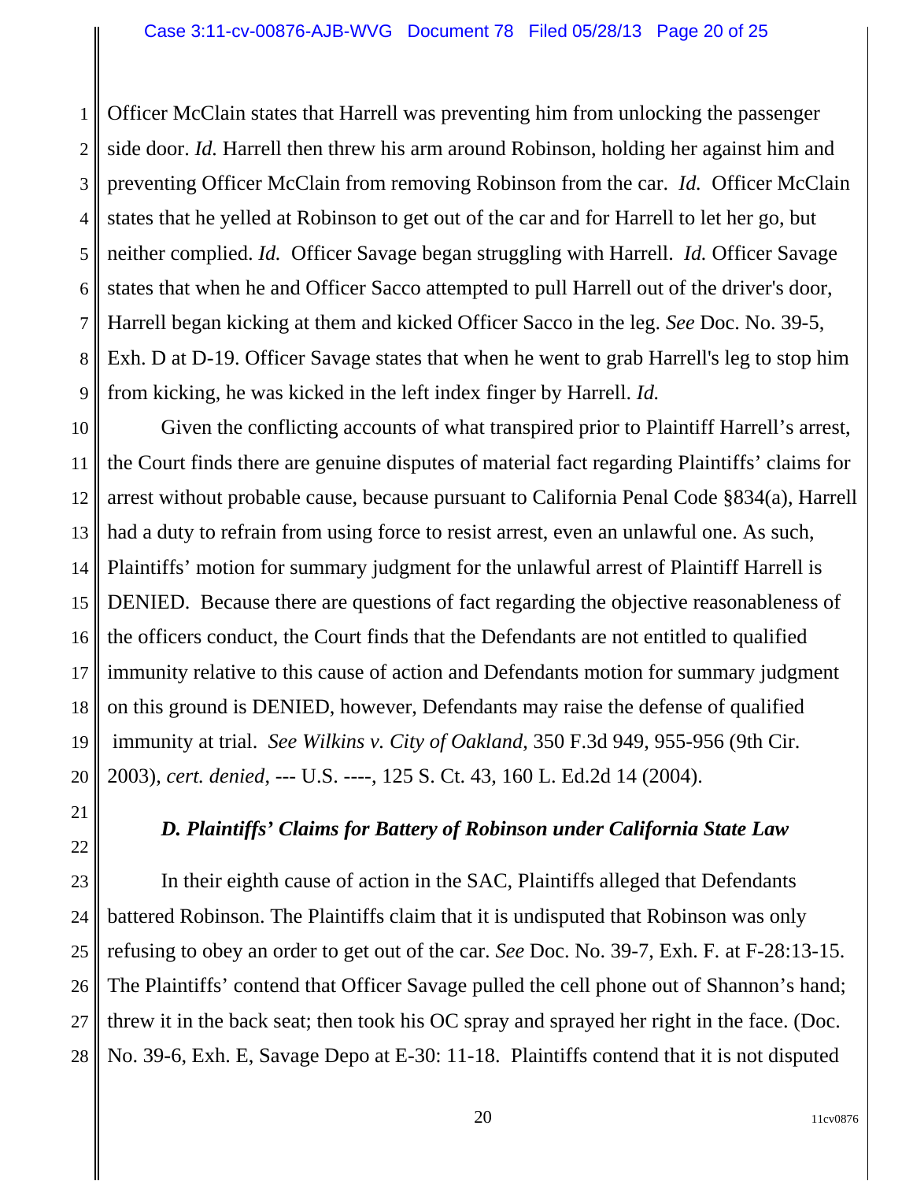Officer McClain states that Harrell was preventing him from unlocking the passenger side door. *Id.* Harrell then threw his arm around Robinson, holding her against him and preventing Officer McClain from removing Robinson from the car. *Id.* Officer McClain states that he yelled at Robinson to get out of the car and for Harrell to let her go, but neither complied. *Id.* Officer Savage began struggling with Harrell. *Id.* Officer Savage states that when he and Officer Sacco attempted to pull Harrell out of the driver's door, Harrell began kicking at them and kicked Officer Sacco in the leg. *See* Doc. No. 39-5, Exh. D at D-19. Officer Savage states that when he went to grab Harrell's leg to stop him from kicking, he was kicked in the left index finger by Harrell. *Id.*

Given the conflicting accounts of what transpired prior to Plaintiff Harrell's arrest, the Court finds there are genuine disputes of material fact regarding Plaintiffs' claims for arrest without probable cause, because pursuant to California Penal Code §834(a), Harrell had a duty to refrain from using force to resist arrest, even an unlawful one. As such, Plaintiffs' motion for summary judgment for the unlawful arrest of Plaintiff Harrell is DENIED. Because there are questions of fact regarding the objective reasonableness of the officers conduct, the Court finds that the Defendants are not entitled to qualified immunity relative to this cause of action and Defendants motion for summary judgment on this ground is DENIED, however, Defendants may raise the defense of qualified immunity at trial. *See Wilkins v. City of Oakland*, 350 F.3d 949, 955-956 (9th Cir. 2003), *cert. denied*, --- U.S. ----, 125 S. Ct. 43, 160 L. Ed.2d 14 (2004).

### *D. Plaintiffs' Claims for Battery of Robinson under California State Law*

In their eighth cause of action in the SAC, Plaintiffs alleged that Defendants battered Robinson. The Plaintiffs claim that it is undisputed that Robinson was only refusing to obey an order to get out of the car. *See* Doc. No. 39-7, Exh. F. at F-28:13-15. The Plaintiffs' contend that Officer Savage pulled the cell phone out of Shannon's hand; threw it in the back seat; then took his OC spray and sprayed her right in the face. (Doc. No. 39-6, Exh. E, Savage Depo at E-30: 11-18. Plaintiffs contend that it is not disputed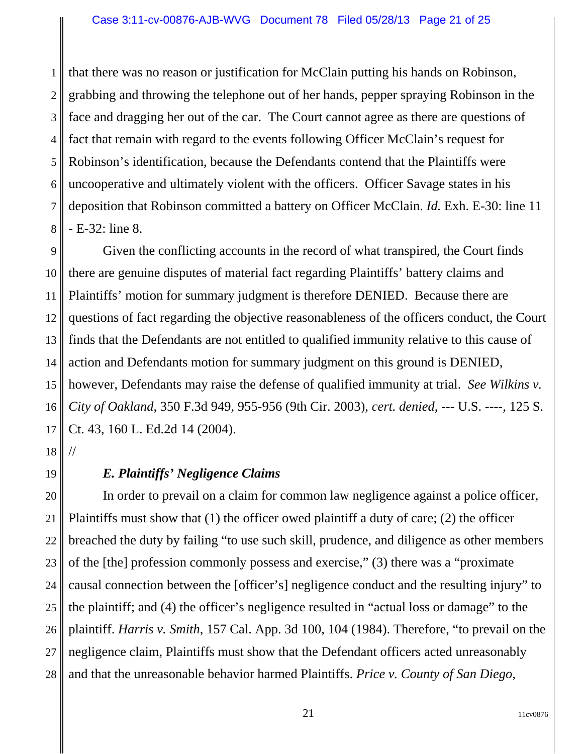that there was no reason or justification for McClain putting his hands on Robinson, grabbing and throwing the telephone out of her hands, pepper spraying Robinson in the face and dragging her out of the car. The Court cannot agree as there are questions of fact that remain with regard to the events following Officer McClain's request for Robinson's identification, because the Defendants contend that the Plaintiffs were uncooperative and ultimately violent with the officers. Officer Savage states in his deposition that Robinson committed a battery on Officer McClain. *Id.* Exh. E-30: line 11 - E-32: line 8.

Given the conflicting accounts in the record of what transpired, the Court finds there are genuine disputes of material fact regarding Plaintiffs' battery claims and Plaintiffs' motion for summary judgment is therefore DENIED. Because there are questions of fact regarding the objective reasonableness of the officers conduct, the Court finds that the Defendants are not entitled to qualified immunity relative to this cause of action and Defendants motion for summary judgment on this ground is DENIED, however, Defendants may raise the defense of qualified immunity at trial. *See Wilkins v. City of Oakland*, 350 F.3d 949, 955-956 (9th Cir. 2003), *cert. denied*, --- U.S. ----, 125 S. Ct. 43, 160 L. Ed.2d 14 (2004).

//

### *E. Plaintiffs' Negligence Claims*

In order to prevail on a claim for common law negligence against a police officer, Plaintiffs must show that (1) the officer owed plaintiff a duty of care; (2) the officer breached the duty by failing "to use such skill, prudence, and diligence as other members of the [the] profession commonly possess and exercise," (3) there was a "proximate causal connection between the [officer's] negligence conduct and the resulting injury" to the plaintiff; and (4) the officer's negligence resulted in "actual loss or damage" to the plaintiff. *Harris v. Smith,* 157 Cal. App. 3d 100, 104 (1984). Therefore, "to prevail on the negligence claim, Plaintiffs must show that the Defendant officers acted unreasonably and that the unreasonable behavior harmed Plaintiffs. *Price v. County of San Diego,*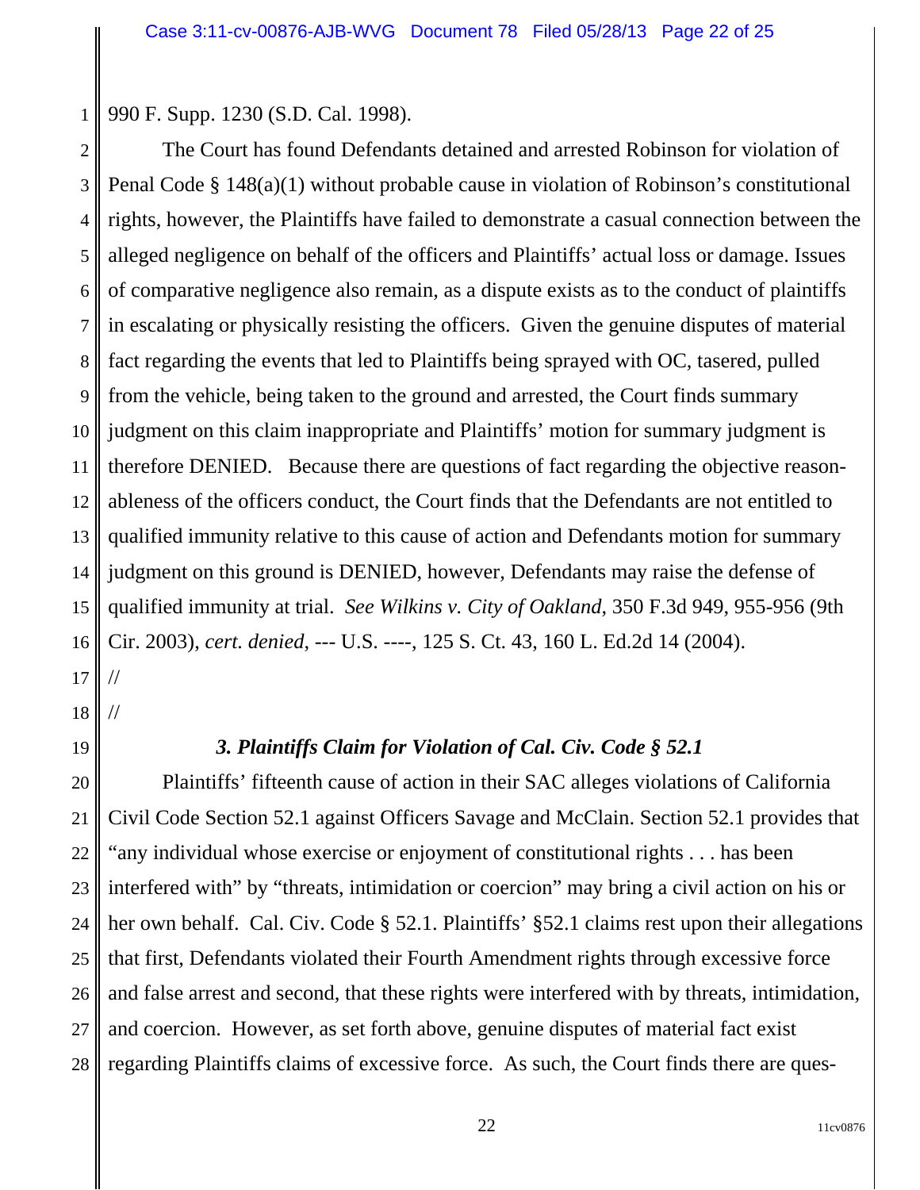990 F. Supp. 1230 (S.D. Cal. 1998).

The Court has found Defendants detained and arrested Robinson for violation of Penal Code § 148(a)(1) without probable cause in violation of Robinson's constitutional rights, however, the Plaintiffs have failed to demonstrate a casual connection between the alleged negligence on behalf of the officers and Plaintiffs' actual loss or damage. Issues of comparative negligence also remain, as a dispute exists as to the conduct of plaintiffs in escalating or physically resisting the officers. Given the genuine disputes of material fact regarding the events that led to Plaintiffs being sprayed with OC, tasered, pulled from the vehicle, being taken to the ground and arrested, the Court finds summary judgment on this claim inappropriate and Plaintiffs' motion for summary judgment is therefore DENIED. Because there are questions of fact regarding the objective reasonableness of the officers conduct, the Court finds that the Defendants are not entitled to qualified immunity relative to this cause of action and Defendants motion for summary judgment on this ground is DENIED, however, Defendants may raise the defense of qualified immunity at trial. *See Wilkins v. City of Oakland*, 350 F.3d 949, 955-956 (9th Cir. 2003), *cert. denied*, --- U.S. ----, 125 S. Ct. 43, 160 L. Ed.2d 14 (2004).

//

//

### *3. Plaintiffs Claim for Violation of Cal. Civ. Code § 52.1*

Plaintiffs' fifteenth cause of action in their SAC alleges violations of California Civil Code Section 52.1 against Officers Savage and McClain. Section 52.1 provides that "any individual whose exercise or enjoyment of constitutional rights . . . has been interfered with" by "threats, intimidation or coercion" may bring a civil action on his or her own behalf. Cal. Civ. Code § 52.1. Plaintiffs' §52.1 claims rest upon their allegations that first, Defendants violated their Fourth Amendment rights through excessive force and false arrest and second, that these rights were interfered with by threats, intimidation, and coercion. However, as set forth above, genuine disputes of material fact exist regarding Plaintiffs claims of excessive force. As such, the Court finds there are ques-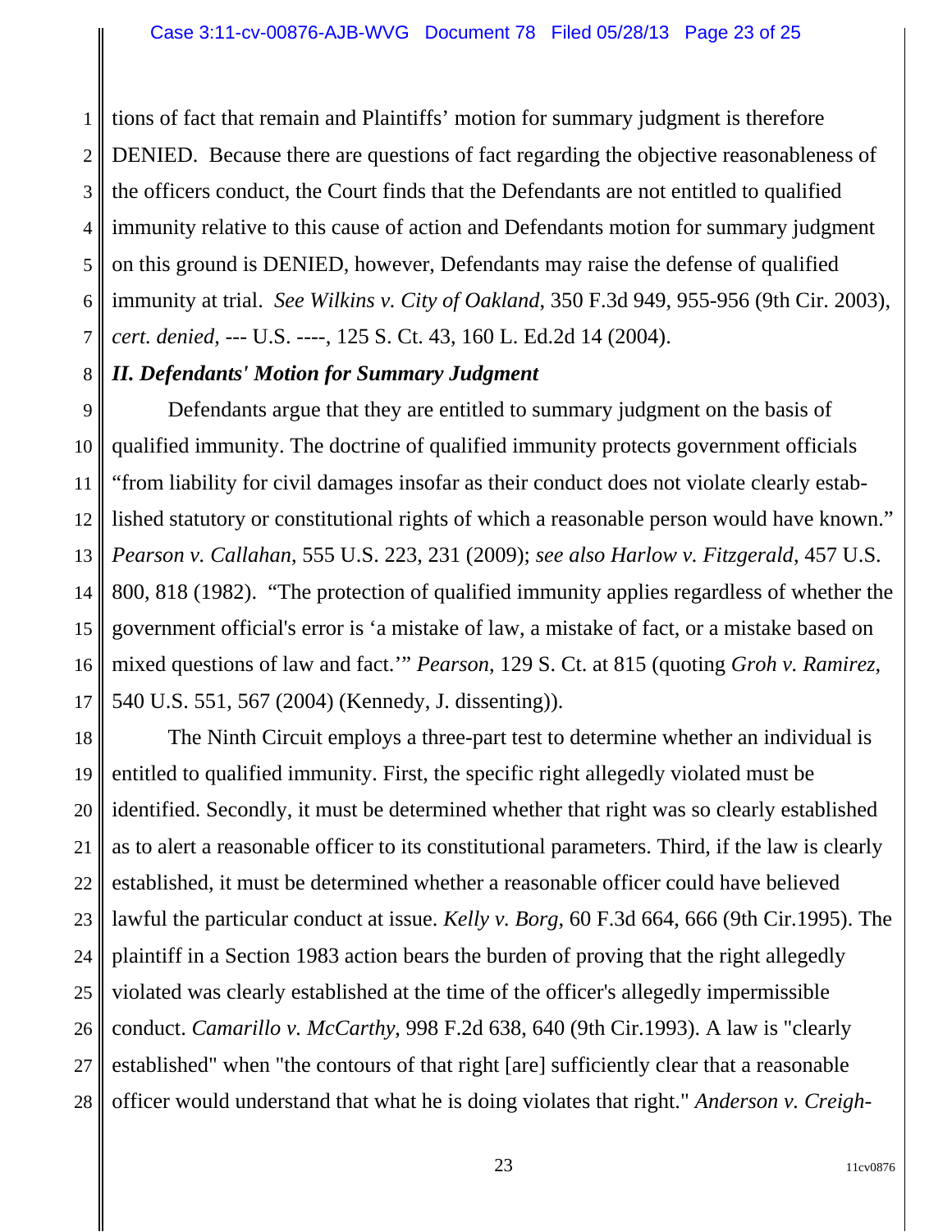tions of fact that remain and Plaintiffs' motion for summary judgment is therefore DENIED. Because there are questions of fact regarding the objective reasonableness of the officers conduct, the Court finds that the Defendants are not entitled to qualified immunity relative to this cause of action and Defendants motion for summary judgment on this ground is DENIED, however, Defendants may raise the defense of qualified immunity at trial. *See Wilkins v. City of Oakland*, 350 F.3d 949, 955-956 (9th Cir. 2003), *cert. denied*, --- U.S. ----, 125 S. Ct. 43, 160 L. Ed.2d 14 (2004).

***II. Defendants' Motion for Summary Judgment***

Defendants argue that they are entitled to summary judgment on the basis of qualified immunity. The doctrine of qualified immunity protects government officials "from liability for civil damages insofar as their conduct does not violate clearly established statutory or constitutional rights of which a reasonable person would have known." *Pearson v. Callahan*, 555 U.S. 223, 231 (2009); *see also Harlow v. Fitzgerald*, 457 U.S. 800, 818 (1982). "The protection of qualified immunity applies regardless of whether the government official's error is 'a mistake of law, a mistake of fact, or a mistake based on mixed questions of law and fact.'" *Pearson*, 129 S. Ct. at 815 (quoting *Groh v. Ramirez*, 540 U.S. 551, 567 (2004) (Kennedy, J. dissenting)).

The Ninth Circuit employs a three-part test to determine whether an individual is entitled to qualified immunity. First, the specific right allegedly violated must be identified. Secondly, it must be determined whether that right was so clearly established as to alert a reasonable officer to its constitutional parameters. Third, if the law is clearly established, it must be determined whether a reasonable officer could have believed lawful the particular conduct at issue. *Kelly v. Borg*, 60 F.3d 664, 666 (9th Cir.1995). The plaintiff in a Section 1983 action bears the burden of proving that the right allegedly violated was clearly established at the time of the officer's allegedly impermissible conduct. *Camarillo v. McCarthy*, 998 F.2d 638, 640 (9th Cir.1993). A law is "clearly established" when "the contours of that right [are] sufficiently clear that a reasonable officer would understand that what he is doing violates that right." *Anderson v. Creigh-*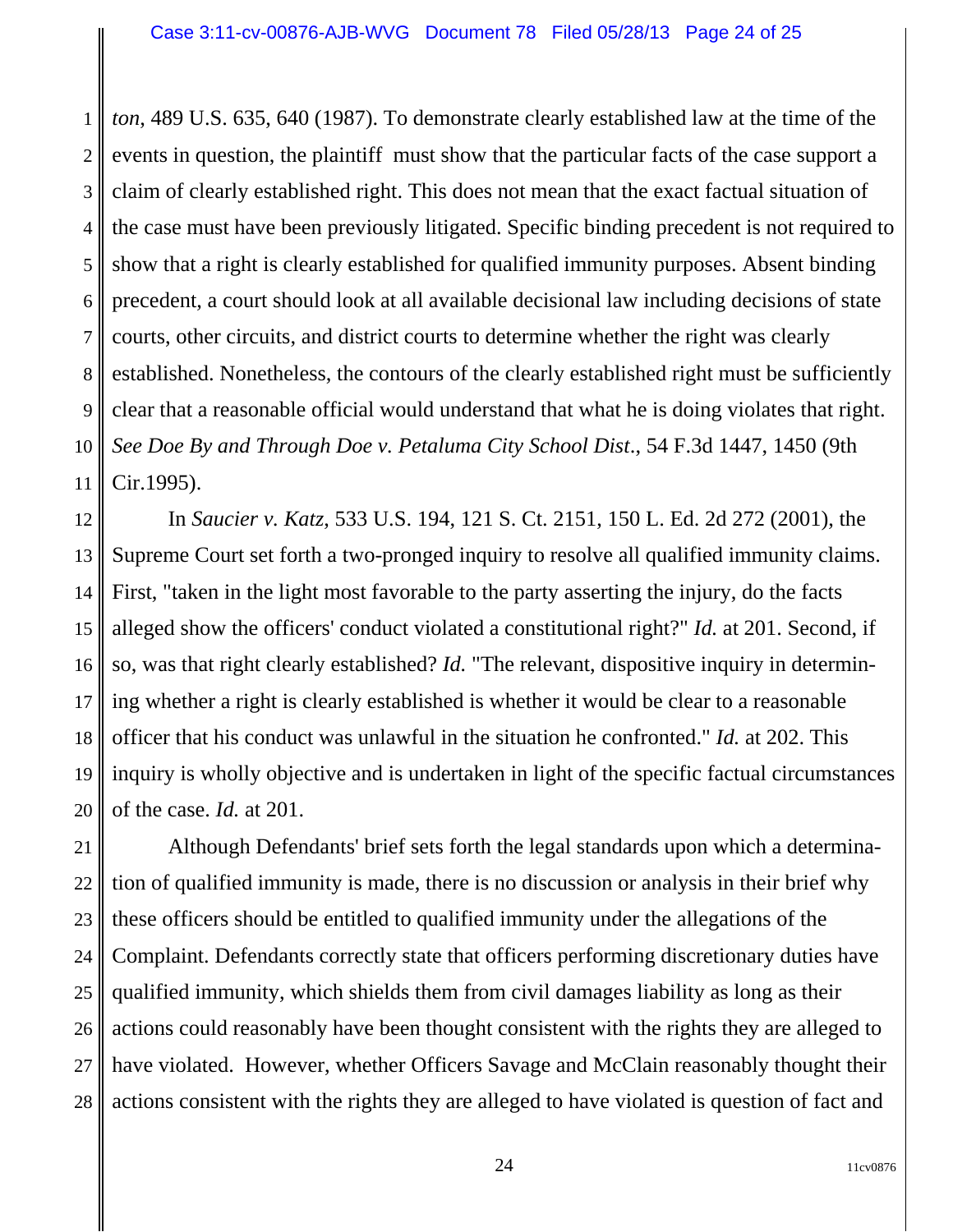*ton*, 489 U.S. 635, 640 (1987). To demonstrate clearly established law at the time of the events in question, the plaintiff must show that the particular facts of the case support a claim of clearly established right. This does not mean that the exact factual situation of the case must have been previously litigated. Specific binding precedent is not required to show that a right is clearly established for qualified immunity purposes. Absent binding precedent, a court should look at all available decisional law including decisions of state courts, other circuits, and district courts to determine whether the right was clearly established. Nonetheless, the contours of the clearly established right must be sufficiently clear that a reasonable official would understand that what he is doing violates that right. *See Doe By and Through Doe v. Petaluma City School Dist*., 54 F.3d 1447, 1450 (9th Cir.1995).

In *Saucier v. Katz*, 533 U.S. 194, 121 S. Ct. 2151, 150 L. Ed. 2d 272 (2001), the Supreme Court set forth a two-pronged inquiry to resolve all qualified immunity claims. First, "taken in the light most favorable to the party asserting the injury, do the facts alleged show the officers' conduct violated a constitutional right?" *Id.* at 201. Second, if so, was that right clearly established? *Id.* "The relevant, dispositive inquiry in determining whether a right is clearly established is whether it would be clear to a reasonable officer that his conduct was unlawful in the situation he confronted." *Id.* at 202. This inquiry is wholly objective and is undertaken in light of the specific factual circumstances of the case. *Id.* at 201.

Although Defendants' brief sets forth the legal standards upon which a determination of qualified immunity is made, there is no discussion or analysis in their brief why these officers should be entitled to qualified immunity under the allegations of the Complaint. Defendants correctly state that officers performing discretionary duties have qualified immunity, which shields them from civil damages liability as long as their actions could reasonably have been thought consistent with the rights they are alleged to have violated. However, whether Officers Savage and McClain reasonably thought their actions consistent with the rights they are alleged to have violated is question of fact and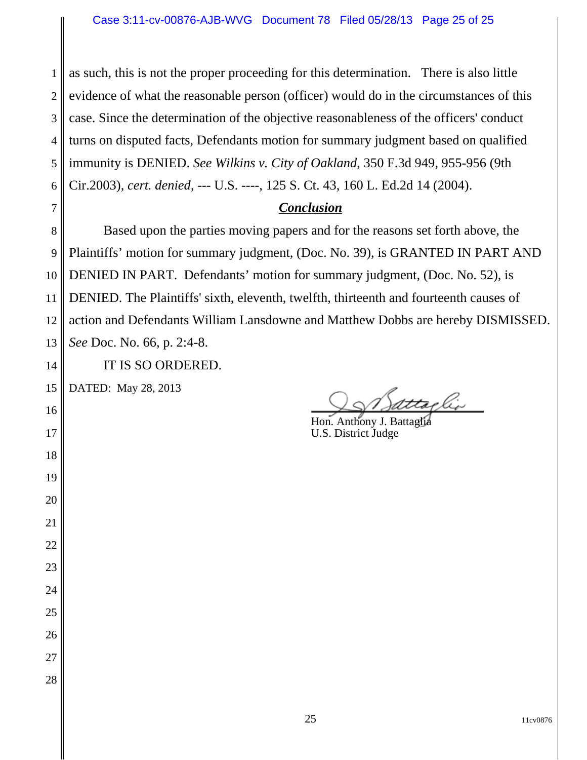as such, this is not the proper proceeding for this determination. There is also little evidence of what the reasonable person (officer) would do in the circumstances of this case. Since the determination of the objective reasonableness of the officers' conduct turns on disputed facts, Defendants motion for summary judgment based on qualified immunity is DENIED. *See Wilkins v. City of Oakland*, 350 F.3d 949, 955-956 (9th Cir.2003), *cert. denied*, --- U.S. ----, 125 S. Ct. 43, 160 L. Ed.2d 14 (2004).

## ***Conclusion***

Based upon the parties moving papers and for the reasons set forth above, the Plaintiffs' motion for summary judgment, (Doc. No. 39), is GRANTED IN PART AND DENIED IN PART. Defendants' motion for summary judgment, (Doc. No. 52), is DENIED. The Plaintiffs' sixth, eleventh, twelfth, thirteenth and fourteenth causes of action and Defendants William Lansdowne and Matthew Dobbs are hereby DISMISSED. *See* Doc. No. 66, p. 2:4-8.

IT IS SO ORDERED.

DATED: May 28, 2013

Hon. Anthony J. Battaglia
U.S. District Judge